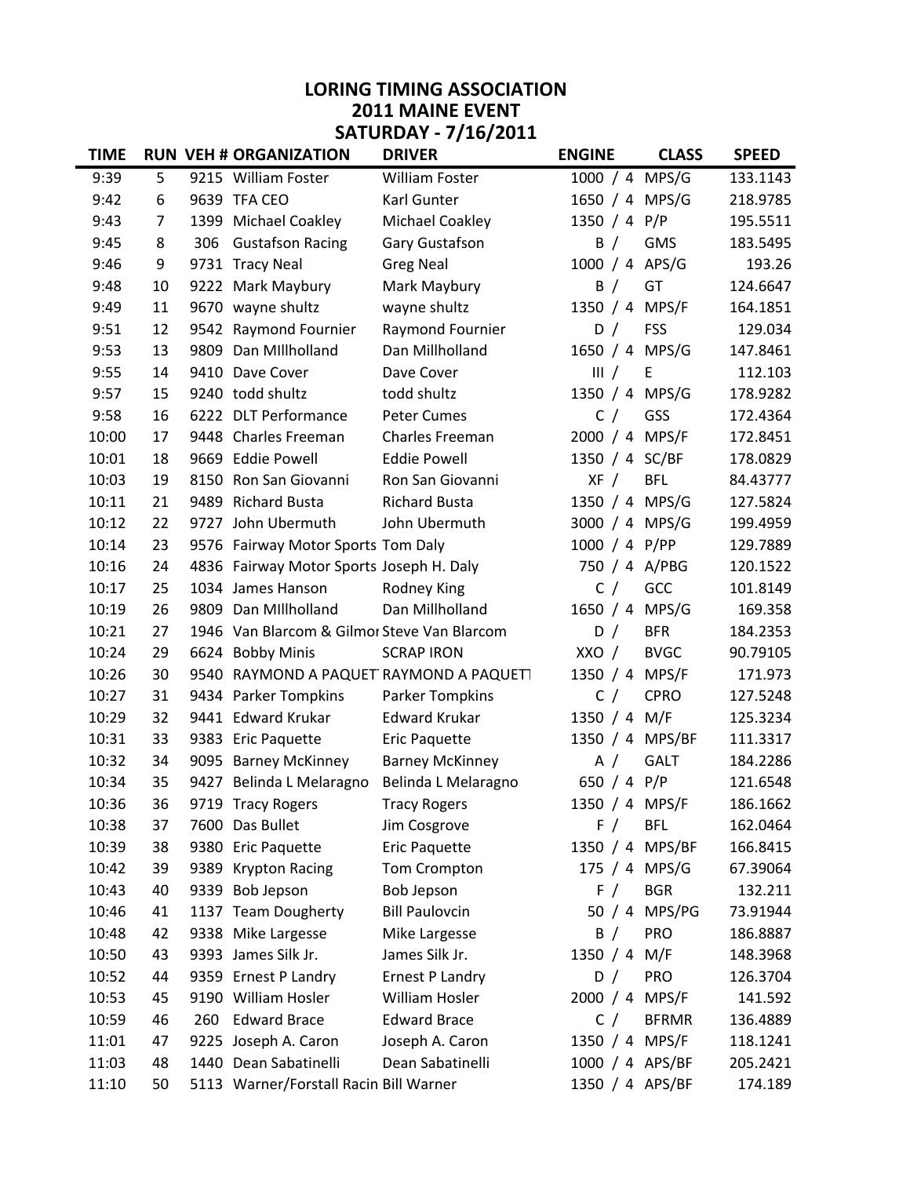# LORING TIMING ASSOCIATION
## 2011 MAINE EVENT
## SATURDAY - 7/16/2011

| TIME | RUN | VEH # | ORGANIZATION | DRIVER | ENGINE | CLASS | SPEED |
|---|---|---|---|---|---|---|---|
| 9:39 | 5 | 9215 | William Foster | William Foster | 1000 / 4 | MPS/G | 133.1143 |
| 9:42 | 6 | 9639 | TFA CEO | Karl Gunter | 1650 / 4 | MPS/G | 218.9785 |
| 9:43 | 7 | 1399 | Michael Coakley | Michael Coakley | 1350 / 4 | P/P | 195.5511 |
| 9:45 | 8 | 306 | Gustafson Racing | Gary Gustafson | B / | GMS | 183.5495 |
| 9:46 | 9 | 9731 | Tracy Neal | Greg Neal | 1000 / 4 | APS/G | 193.26 |
| 9:48 | 10 | 9222 | Mark Maybury | Mark Maybury | B / | GT | 124.6647 |
| 9:49 | 11 | 9670 | wayne shultz | wayne shultz | 1350 / 4 | MPS/F | 164.1851 |
| 9:51 | 12 | 9542 | Raymond Fournier | Raymond Fournier | D / | FSS | 129.034 |
| 9:53 | 13 | 9809 | Dan MIllholland | Dan Millholland | 1650 / 4 | MPS/G | 147.8461 |
| 9:55 | 14 | 9410 | Dave Cover | Dave Cover | III / | E | 112.103 |
| 9:57 | 15 | 9240 | todd shultz | todd shultz | 1350 / 4 | MPS/G | 178.9282 |
| 9:58 | 16 | 6222 | DLT Performance | Peter Cumes | C / | GSS | 172.4364 |
| 10:00 | 17 | 9448 | Charles Freeman | Charles Freeman | 2000 / 4 | MPS/F | 172.8451 |
| 10:01 | 18 | 9669 | Eddie Powell | Eddie Powell | 1350 / 4 | SC/BF | 178.0829 |
| 10:03 | 19 | 8150 | Ron San Giovanni | Ron San Giovanni | XF / | BFL | 84.43777 |
| 10:11 | 21 | 9489 | Richard Busta | Richard Busta | 1350 / 4 | MPS/G | 127.5824 |
| 10:12 | 22 | 9727 | John Ubermuth | John Ubermuth | 3000 / 4 | MPS/G | 199.4959 |
| 10:14 | 23 | 9576 | Fairway Motor Sports | Tom Daly | 1000 / 4 | P/PP | 129.7889 |
| 10:16 | 24 | 4836 | Fairway Motor Sports | Joseph H. Daly | 750 / 4 | A/PBG | 120.1522 |
| 10:17 | 25 | 1034 | James Hanson | Rodney King | C / | GCC | 101.8149 |
| 10:19 | 26 | 9809 | Dan MIllholland | Dan Millholland | 1650 / 4 | MPS/G | 169.358 |
| 10:21 | 27 | 1946 | Van Blarcom & Gilmor | Steve Van Blarcom | D / | BFR | 184.2353 |
| 10:24 | 29 | 6624 | Bobby Minis | SCRAP IRON | XXO / | BVGC | 90.79105 |
| 10:26 | 30 | 9540 | RAYMOND A PAQUET | RAYMOND A PAQUETT | 1350 / 4 | MPS/F | 171.973 |
| 10:27 | 31 | 9434 | Parker Tompkins | Parker Tompkins | C / | CPRO | 127.5248 |
| 10:29 | 32 | 9441 | Edward Krukar | Edward Krukar | 1350 / 4 | M/F | 125.3234 |
| 10:31 | 33 | 9383 | Eric Paquette | Eric Paquette | 1350 / 4 | MPS/BF | 111.3317 |
| 10:32 | 34 | 9095 | Barney McKinney | Barney McKinney | A / | GALT | 184.2286 |
| 10:34 | 35 | 9427 | Belinda L Melaragno | Belinda L Melaragno | 650 / 4 | P/P | 121.6548 |
| 10:36 | 36 | 9719 | Tracy Rogers | Tracy Rogers | 1350 / 4 | MPS/F | 186.1662 |
| 10:38 | 37 | 7600 | Das Bullet | Jim Cosgrove | F / | BFL | 162.0464 |
| 10:39 | 38 | 9380 | Eric Paquette | Eric Paquette | 1350 / 4 | MPS/BF | 166.8415 |
| 10:42 | 39 | 9389 | Krypton Racing | Tom Crompton | 175 / 4 | MPS/G | 67.39064 |
| 10:43 | 40 | 9339 | Bob Jepson | Bob Jepson | F / | BGR | 132.211 |
| 10:46 | 41 | 1137 | Team Dougherty | Bill Paulovcin | 50 / 4 | MPS/PG | 73.91944 |
| 10:48 | 42 | 9338 | Mike Largesse | Mike Largesse | B / | PRO | 186.8887 |
| 10:50 | 43 | 9393 | James Silk Jr. | James Silk Jr. | 1350 / 4 | M/F | 148.3968 |
| 10:52 | 44 | 9359 | Ernest P Landry | Ernest P Landry | D / | PRO | 126.3704 |
| 10:53 | 45 | 9190 | William Hosler | William Hosler | 2000 / 4 | MPS/F | 141.592 |
| 10:59 | 46 | 260 | Edward Brace | Edward Brace | C / | BFRMR | 136.4889 |
| 11:01 | 47 | 9225 | Joseph A. Caron | Joseph A. Caron | 1350 / 4 | MPS/F | 118.1241 |
| 11:03 | 48 | 1440 | Dean Sabatinelli | Dean Sabatinelli | 1000 / 4 | APS/BF | 205.2421 |
| 11:10 | 50 | 5113 | Warner/Forstall Racin | Bill Warner | 1350 / 4 | APS/BF | 174.189 |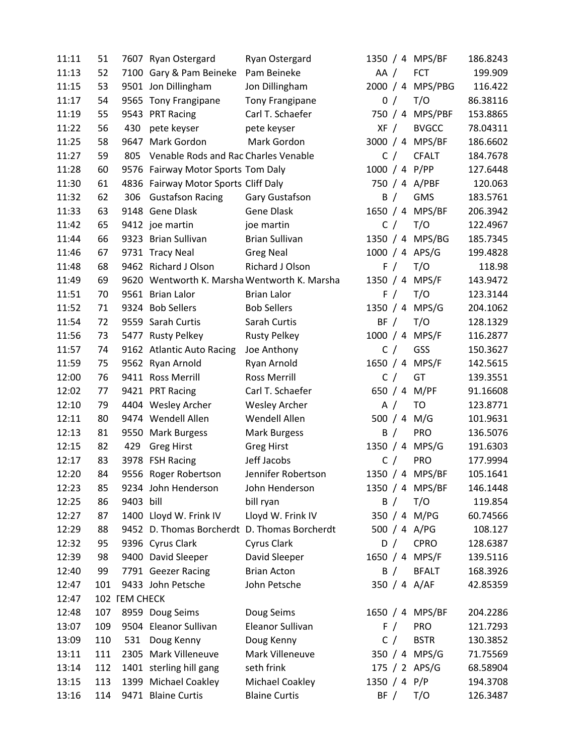| | | | | | | | |
|---|---|---|---|---|---|---|---|
| 11:11 | 51 | 7607 | Ryan Ostergard | Ryan Ostergard | 1350 / 4 | MPS/BF | 186.8243 |
| 11:13 | 52 | 7100 | Gary & Pam Beineke | Pam Beineke | AA / | FCT | 199.909 |
| 11:15 | 53 | 9501 | Jon Dillingham | Jon Dillingham | 2000 / 4 | MPS/PBG | 116.422 |
| 11:17 | 54 | 9565 | Tony Frangipane | Tony Frangipane | 0 / | T/O | 86.38116 |
| 11:19 | 55 | 9543 | PRT Racing | Carl T. Schaefer | 750 / 4 | MPS/PBF | 153.8865 |
| 11:22 | 56 | 430 | pete keyser | pete keyser | XF / | BVGCC | 78.04311 |
| 11:25 | 58 | 9647 | Mark Gordon | Mark Gordon | 3000 / 4 | MPS/BF | 186.6602 |
| 11:27 | 59 | 805 | Venable Rods and Rac | Charles Venable | C / | CFALT | 184.7678 |
| 11:28 | 60 | 9576 | Fairway Motor Sports | Tom Daly | 1000 / 4 | P/PP | 127.6448 |
| 11:30 | 61 | 4836 | Fairway Motor Sports | Cliff Daly | 750 / 4 | A/PBF | 120.063 |
| 11:32 | 62 | 306 | Gustafson Racing | Gary Gustafson | B / | GMS | 183.5761 |
| 11:33 | 63 | 9148 | Gene Dlask | Gene Dlask | 1650 / 4 | MPS/BF | 206.3942 |
| 11:42 | 65 | 9412 | joe martin | joe martin | C / | T/O | 122.4967 |
| 11:44 | 66 | 9323 | Brian Sullivan | Brian Sullivan | 1350 / 4 | MPS/BG | 185.7345 |
| 11:46 | 67 | 9731 | Tracy Neal | Greg Neal | 1000 / 4 | APS/G | 199.4828 |
| 11:48 | 68 | 9462 | Richard J Olson | Richard J Olson | F / | T/O | 118.98 |
| 11:49 | 69 | 9620 | Wentworth K. Marsha | Wentworth K. Marsha | 1350 / 4 | MPS/F | 143.9472 |
| 11:51 | 70 | 9561 | Brian Lalor | Brian Lalor | F / | T/O | 123.3144 |
| 11:52 | 71 | 9324 | Bob Sellers | Bob Sellers | 1350 / 4 | MPS/G | 204.1062 |
| 11:54 | 72 | 9559 | Sarah Curtis | Sarah Curtis | BF / | T/O | 128.1329 |
| 11:56 | 73 | 5477 | Rusty Pelkey | Rusty Pelkey | 1000 / 4 | MPS/F | 116.2877 |
| 11:57 | 74 | 9162 | Atlantic Auto Racing | Joe Anthony | C / | GSS | 150.3627 |
| 11:59 | 75 | 9562 | Ryan Arnold | Ryan Arnold | 1650 / 4 | MPS/F | 142.5615 |
| 12:00 | 76 | 9411 | Ross Merrill | Ross Merrill | C / | GT | 139.3551 |
| 12:02 | 77 | 9421 | PRT Racing | Carl T. Schaefer | 650 / 4 | M/PF | 91.16608 |
| 12:10 | 79 | 4404 | Wesley Archer | Wesley Archer | A / | TO | 123.8771 |
| 12:11 | 80 | 9474 | Wendell Allen | Wendell Allen | 500 / 4 | M/G | 101.9631 |
| 12:13 | 81 | 9550 | Mark Burgess | Mark Burgess | B / | PRO | 136.5076 |
| 12:15 | 82 | 429 | Greg Hirst | Greg Hirst | 1350 / 4 | MPS/G | 191.6303 |
| 12:17 | 83 | 3978 | FSH Racing | Jeff Jacobs | C / | PRO | 177.9994 |
| 12:20 | 84 | 9556 | Roger Robertson | Jennifer Robertson | 1350 / 4 | MPS/BF | 105.1641 |
| 12:23 | 85 | 9234 | John Henderson | John Henderson | 1350 / 4 | MPS/BF | 146.1448 |
| 12:25 | 86 | 9403 | bill | bill ryan | B / | T/O | 119.854 |
| 12:27 | 87 | 1400 | Lloyd W. Frink IV | Lloyd W. Frink IV | 350 / 4 | M/PG | 60.74566 |
| 12:29 | 88 | 9452 | D. Thomas Borcherdt | D. Thomas Borcherdt | 500 / 4 | A/PG | 108.127 |
| 12:32 | 95 | 9396 | Cyrus Clark | Cyrus Clark | D / | CPRO | 128.6387 |
| 12:39 | 98 | 9400 | David Sleeper | David Sleeper | 1650 / 4 | MPS/F | 139.5116 |
| 12:40 | 99 | 7791 | Geezer Racing | Brian Acton | B / | BFALT | 168.3926 |
| 12:47 | 101 | 9433 | John Petsche | John Petsche | 350 / 4 | A/AF | 42.85359 |
| 12:47 | 102 | TEM CHECK | | | | | |
| 12:48 | 107 | 8959 | Doug Seims | Doug Seims | 1650 / 4 | MPS/BF | 204.2286 |
| 13:07 | 109 | 9504 | Eleanor Sullivan | Eleanor Sullivan | F / | PRO | 121.7293 |
| 13:09 | 110 | 531 | Doug Kenny | Doug Kenny | C / | BSTR | 130.3852 |
| 13:11 | 111 | 2305 | Mark Villeneuve | Mark Villeneuve | 350 / 4 | MPS/G | 71.75569 |
| 13:14 | 112 | 1401 | sterling hill gang | seth frink | 175 / 2 | APS/G | 68.58904 |
| 13:15 | 113 | 1399 | Michael Coakley | Michael Coakley | 1350 / 4 | P/P | 194.3708 |
| 13:16 | 114 | 9471 | Blaine Curtis | Blaine Curtis | BF / | T/O | 126.3487 |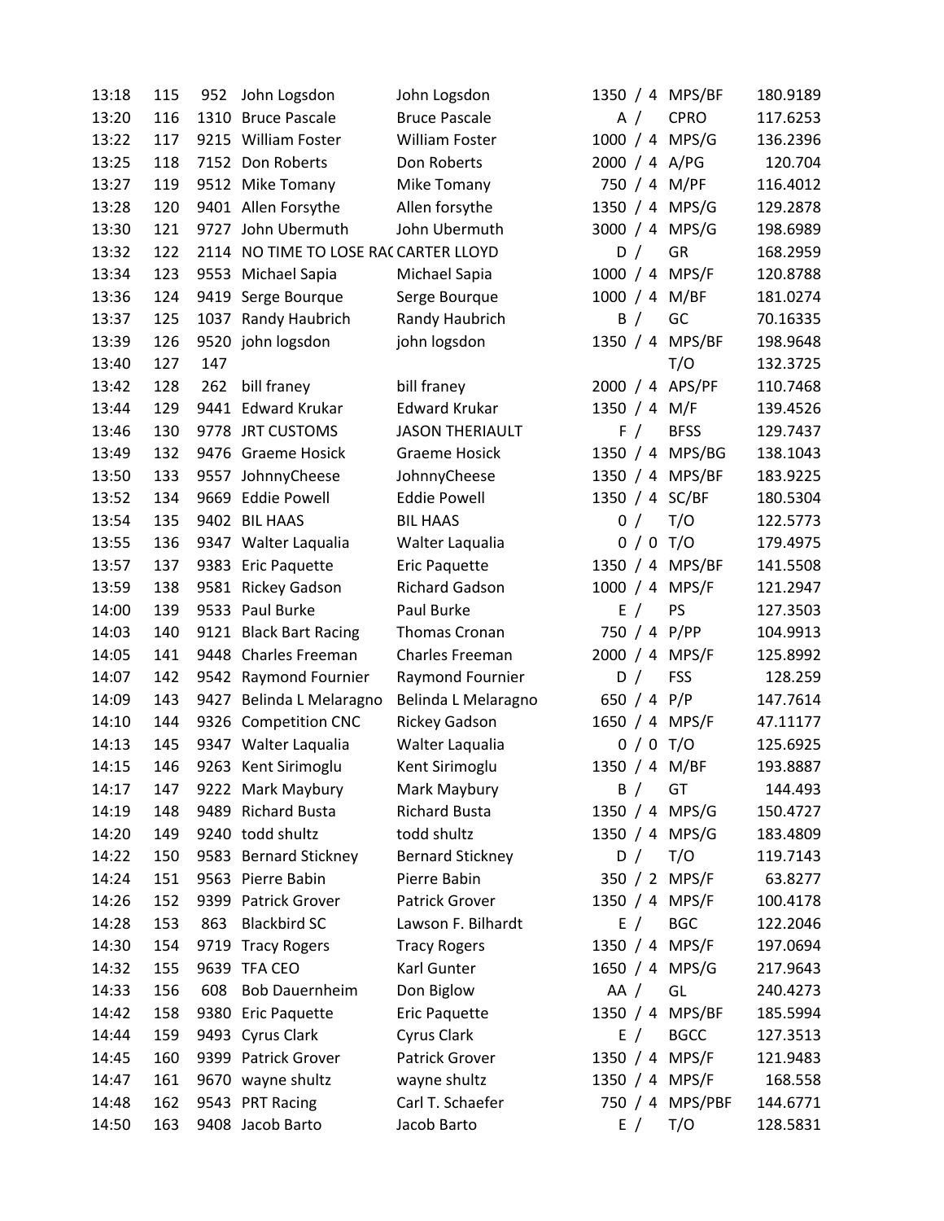| | | | | | | | |
|---|---|---|---|---|---|---|---|
| 13:18 | 115 | 952 | John Logsdon | John Logsdon | 1350 / 4 | MPS/BF | 180.9189 |
| 13:20 | 116 | 1310 | Bruce Pascale | Bruce Pascale | A / | CPRO | 117.6253 |
| 13:22 | 117 | 9215 | William Foster | William Foster | 1000 / 4 | MPS/G | 136.2396 |
| 13:25 | 118 | 7152 | Don Roberts | Don Roberts | 2000 / 4 | A/PG | 120.704 |
| 13:27 | 119 | 9512 | Mike Tomany | Mike Tomany | 750 / 4 | M/PF | 116.4012 |
| 13:28 | 120 | 9401 | Allen Forsythe | Allen forsythe | 1350 / 4 | MPS/G | 129.2878 |
| 13:30 | 121 | 9727 | John Ubermuth | John Ubermuth | 3000 / 4 | MPS/G | 198.6989 |
| 13:32 | 122 | 2114 | NO TIME TO LOSE RAC | CARTER LLOYD | D / | GR | 168.2959 |
| 13:34 | 123 | 9553 | Michael Sapia | Michael Sapia | 1000 / 4 | MPS/F | 120.8788 |
| 13:36 | 124 | 9419 | Serge Bourque | Serge Bourque | 1000 / 4 | M/BF | 181.0274 |
| 13:37 | 125 | 1037 | Randy Haubrich | Randy Haubrich | B / | GC | 70.16335 |
| 13:39 | 126 | 9520 | john logsdon | john logsdon | 1350 / 4 | MPS/BF | 198.9648 |
| 13:40 | 127 | 147 | | | | T/O | 132.3725 |
| 13:42 | 128 | 262 | bill franey | bill franey | 2000 / 4 | APS/PF | 110.7468 |
| 13:44 | 129 | 9441 | Edward Krukar | Edward Krukar | 1350 / 4 | M/F | 139.4526 |
| 13:46 | 130 | 9778 | JRT CUSTOMS | JASON THERIAULT | F / | BFSS | 129.7437 |
| 13:49 | 132 | 9476 | Graeme Hosick | Graeme Hosick | 1350 / 4 | MPS/BG | 138.1043 |
| 13:50 | 133 | 9557 | JohnnyCheese | JohnnyCheese | 1350 / 4 | MPS/BF | 183.9225 |
| 13:52 | 134 | 9669 | Eddie Powell | Eddie Powell | 1350 / 4 | SC/BF | 180.5304 |
| 13:54 | 135 | 9402 | BIL HAAS | BIL HAAS | 0 / | T/O | 122.5773 |
| 13:55 | 136 | 9347 | Walter Laqualia | Walter Laqualia | 0 / 0 | T/O | 179.4975 |
| 13:57 | 137 | 9383 | Eric Paquette | Eric Paquette | 1350 / 4 | MPS/BF | 141.5508 |
| 13:59 | 138 | 9581 | Rickey Gadson | Richard Gadson | 1000 / 4 | MPS/F | 121.2947 |
| 14:00 | 139 | 9533 | Paul Burke | Paul Burke | E / | PS | 127.3503 |
| 14:03 | 140 | 9121 | Black Bart Racing | Thomas Cronan | 750 / 4 | P/PP | 104.9913 |
| 14:05 | 141 | 9448 | Charles Freeman | Charles Freeman | 2000 / 4 | MPS/F | 125.8992 |
| 14:07 | 142 | 9542 | Raymond Fournier | Raymond Fournier | D / | FSS | 128.259 |
| 14:09 | 143 | 9427 | Belinda L Melaragno | Belinda L Melaragno | 650 / 4 | P/P | 147.7614 |
| 14:10 | 144 | 9326 | Competition CNC | Rickey Gadson | 1650 / 4 | MPS/F | 47.11177 |
| 14:13 | 145 | 9347 | Walter Laqualia | Walter Laqualia | 0 / 0 | T/O | 125.6925 |
| 14:15 | 146 | 9263 | Kent Sirimoglu | Kent Sirimoglu | 1350 / 4 | M/BF | 193.8887 |
| 14:17 | 147 | 9222 | Mark Maybury | Mark Maybury | B / | GT | 144.493 |
| 14:19 | 148 | 9489 | Richard Busta | Richard Busta | 1350 / 4 | MPS/G | 150.4727 |
| 14:20 | 149 | 9240 | todd shultz | todd shultz | 1350 / 4 | MPS/G | 183.4809 |
| 14:22 | 150 | 9583 | Bernard Stickney | Bernard Stickney | D / | T/O | 119.7143 |
| 14:24 | 151 | 9563 | Pierre Babin | Pierre Babin | 350 / 2 | MPS/F | 63.8277 |
| 14:26 | 152 | 9399 | Patrick Grover | Patrick Grover | 1350 / 4 | MPS/F | 100.4178 |
| 14:28 | 153 | 863 | Blackbird SC | Lawson F. Bilhardt | E / | BGC | 122.2046 |
| 14:30 | 154 | 9719 | Tracy Rogers | Tracy Rogers | 1350 / 4 | MPS/F | 197.0694 |
| 14:32 | 155 | 9639 | TFA CEO | Karl Gunter | 1650 / 4 | MPS/G | 217.9643 |
| 14:33 | 156 | 608 | Bob Dauernheim | Don Biglow | AA / | GL | 240.4273 |
| 14:42 | 158 | 9380 | Eric Paquette | Eric Paquette | 1350 / 4 | MPS/BF | 185.5994 |
| 14:44 | 159 | 9493 | Cyrus Clark | Cyrus Clark | E / | BGCC | 127.3513 |
| 14:45 | 160 | 9399 | Patrick Grover | Patrick Grover | 1350 / 4 | MPS/F | 121.9483 |
| 14:47 | 161 | 9670 | wayne shultz | wayne shultz | 1350 / 4 | MPS/F | 168.558 |
| 14:48 | 162 | 9543 | PRT Racing | Carl T. Schaefer | 750 / 4 | MPS/PBF | 144.6771 |
| 14:50 | 163 | 9408 | Jacob Barto | Jacob Barto | E / | T/O | 128.5831 |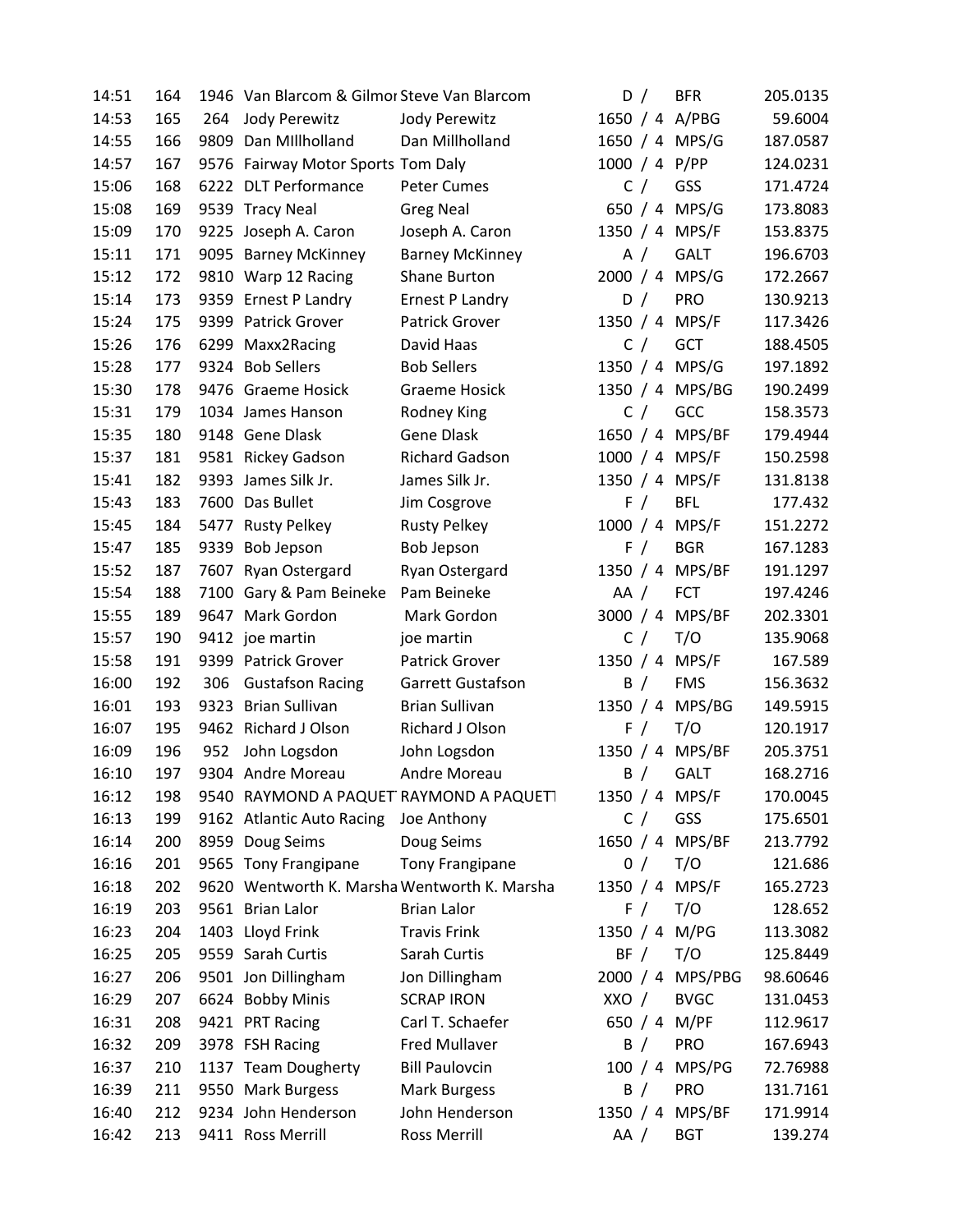| | | | | | | | |
|---|---|---|---|---|---|---|---|
| 14:51 | 164 | 1946 | Van Blarcom & Gilmor | Steve Van Blarcom | D / | BFR | 205.0135 |
| 14:53 | 165 | 264 | Jody Perewitz | Jody Perewitz | 1650 / 4 | A/PBG | 59.6004 |
| 14:55 | 166 | 9809 | Dan MIllholland | Dan Millholland | 1650 / 4 | MPS/G | 187.0587 |
| 14:57 | 167 | 9576 | Fairway Motor Sports | Tom Daly | 1000 / 4 | P/PP | 124.0231 |
| 15:06 | 168 | 6222 | DLT Performance | Peter Cumes | C / | GSS | 171.4724 |
| 15:08 | 169 | 9539 | Tracy Neal | Greg Neal | 650 / 4 | MPS/G | 173.8083 |
| 15:09 | 170 | 9225 | Joseph A. Caron | Joseph A. Caron | 1350 / 4 | MPS/F | 153.8375 |
| 15:11 | 171 | 9095 | Barney McKinney | Barney McKinney | A / | GALT | 196.6703 |
| 15:12 | 172 | 9810 | Warp 12 Racing | Shane Burton | 2000 / 4 | MPS/G | 172.2667 |
| 15:14 | 173 | 9359 | Ernest P Landry | Ernest P Landry | D / | PRO | 130.9213 |
| 15:24 | 175 | 9399 | Patrick Grover | Patrick Grover | 1350 / 4 | MPS/F | 117.3426 |
| 15:26 | 176 | 6299 | Maxx2Racing | David Haas | C / | GCT | 188.4505 |
| 15:28 | 177 | 9324 | Bob Sellers | Bob Sellers | 1350 / 4 | MPS/G | 197.1892 |
| 15:30 | 178 | 9476 | Graeme Hosick | Graeme Hosick | 1350 / 4 | MPS/BG | 190.2499 |
| 15:31 | 179 | 1034 | James Hanson | Rodney King | C / | GCC | 158.3573 |
| 15:35 | 180 | 9148 | Gene Dlask | Gene Dlask | 1650 / 4 | MPS/BF | 179.4944 |
| 15:37 | 181 | 9581 | Rickey Gadson | Richard Gadson | 1000 / 4 | MPS/F | 150.2598 |
| 15:41 | 182 | 9393 | James Silk Jr. | James Silk Jr. | 1350 / 4 | MPS/F | 131.8138 |
| 15:43 | 183 | 7600 | Das Bullet | Jim Cosgrove | F / | BFL | 177.432 |
| 15:45 | 184 | 5477 | Rusty Pelkey | Rusty Pelkey | 1000 / 4 | MPS/F | 151.2272 |
| 15:47 | 185 | 9339 | Bob Jepson | Bob Jepson | F / | BGR | 167.1283 |
| 15:52 | 187 | 7607 | Ryan Ostergard | Ryan Ostergard | 1350 / 4 | MPS/BF | 191.1297 |
| 15:54 | 188 | 7100 | Gary & Pam Beineke | Pam Beineke | AA / | FCT | 197.4246 |
| 15:55 | 189 | 9647 | Mark Gordon | Mark Gordon | 3000 / 4 | MPS/BF | 202.3301 |
| 15:57 | 190 | 9412 | joe martin | joe martin | C / | T/O | 135.9068 |
| 15:58 | 191 | 9399 | Patrick Grover | Patrick Grover | 1350 / 4 | MPS/F | 167.589 |
| 16:00 | 192 | 306 | Gustafson Racing | Garrett Gustafson | B / | FMS | 156.3632 |
| 16:01 | 193 | 9323 | Brian Sullivan | Brian Sullivan | 1350 / 4 | MPS/BG | 149.5915 |
| 16:07 | 195 | 9462 | Richard J Olson | Richard J Olson | F / | T/O | 120.1917 |
| 16:09 | 196 | 952 | John Logsdon | John Logsdon | 1350 / 4 | MPS/BF | 205.3751 |
| 16:10 | 197 | 9304 | Andre Moreau | Andre Moreau | B / | GALT | 168.2716 |
| 16:12 | 198 | 9540 | RAYMOND A PAQUET | RAYMOND A PAQUETI | 1350 / 4 | MPS/F | 170.0045 |
| 16:13 | 199 | 9162 | Atlantic Auto Racing | Joe Anthony | C / | GSS | 175.6501 |
| 16:14 | 200 | 8959 | Doug Seims | Doug Seims | 1650 / 4 | MPS/BF | 213.7792 |
| 16:16 | 201 | 9565 | Tony Frangipane | Tony Frangipane | 0 / | T/O | 121.686 |
| 16:18 | 202 | 9620 | Wentworth K. Marsha | Wentworth K. Marsha | 1350 / 4 | MPS/F | 165.2723 |
| 16:19 | 203 | 9561 | Brian Lalor | Brian Lalor | F / | T/O | 128.652 |
| 16:23 | 204 | 1403 | Lloyd Frink | Travis Frink | 1350 / 4 | M/PG | 113.3082 |
| 16:25 | 205 | 9559 | Sarah Curtis | Sarah Curtis | BF / | T/O | 125.8449 |
| 16:27 | 206 | 9501 | Jon Dillingham | Jon Dillingham | 2000 / 4 | MPS/PBG | 98.60646 |
| 16:29 | 207 | 6624 | Bobby Minis | SCRAP IRON | XXO / | BVGC | 131.0453 |
| 16:31 | 208 | 9421 | PRT Racing | Carl T. Schaefer | 650 / 4 | M/PF | 112.9617 |
| 16:32 | 209 | 3978 | FSH Racing | Fred Mullaver | B / | PRO | 167.6943 |
| 16:37 | 210 | 1137 | Team Dougherty | Bill Paulovcin | 100 / 4 | MPS/PG | 72.76988 |
| 16:39 | 211 | 9550 | Mark Burgess | Mark Burgess | B / | PRO | 131.7161 |
| 16:40 | 212 | 9234 | John Henderson | John Henderson | 1350 / 4 | MPS/BF | 171.9914 |
| 16:42 | 213 | 9411 | Ross Merrill | Ross Merrill | AA / | BGT | 139.274 |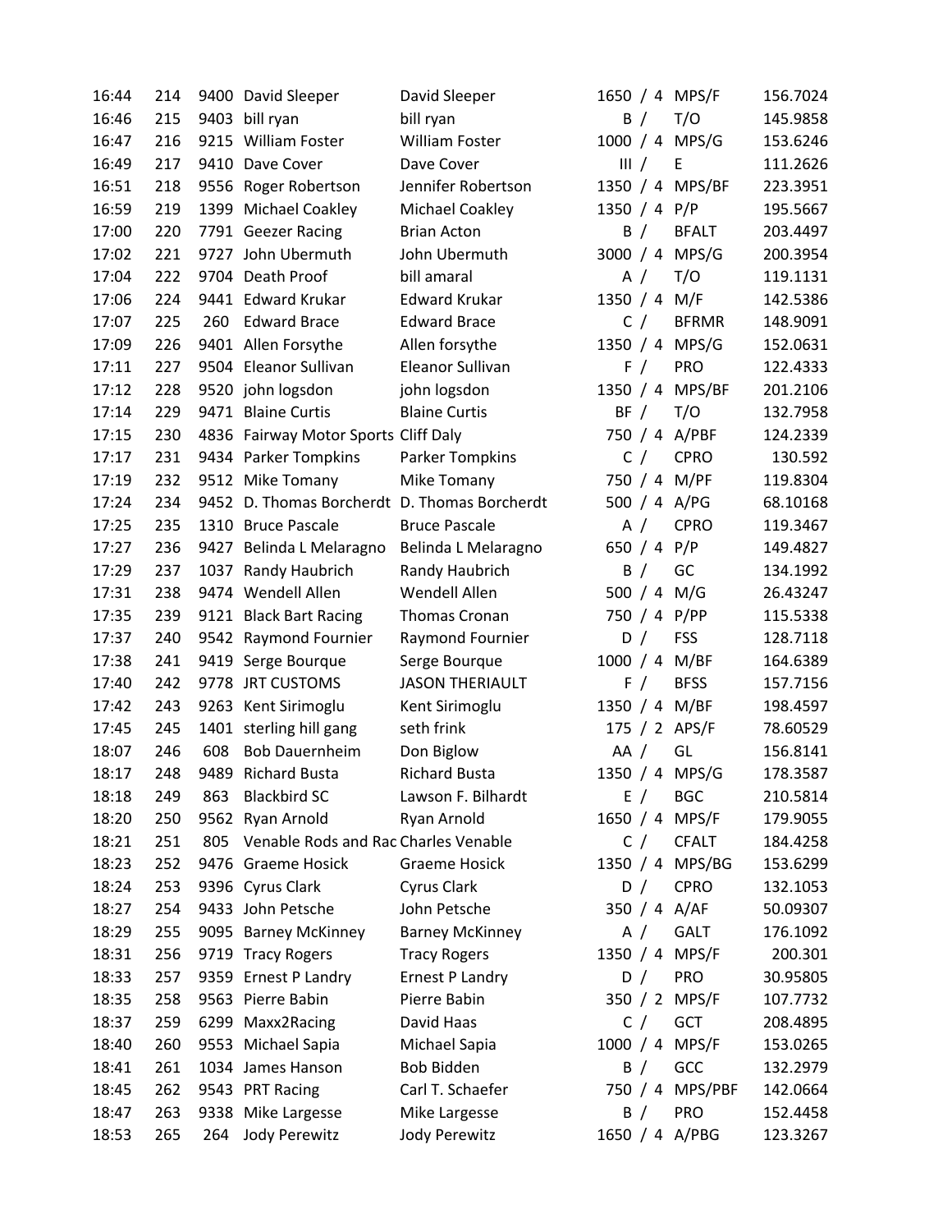| 16:44 | 214 | 9400 | David Sleeper | David Sleeper | 1650 / 4 | MPS/F | 156.7024 |
|---|---|---|---|---|---|---|---|
| 16:46 | 215 | 9403 | bill ryan | bill ryan | B / | T/O | 145.9858 |
| 16:47 | 216 | 9215 | William Foster | William Foster | 1000 / 4 | MPS/G | 153.6246 |
| 16:49 | 217 | 9410 | Dave Cover | Dave Cover | III / | E | 111.2626 |
| 16:51 | 218 | 9556 | Roger Robertson | Jennifer Robertson | 1350 / 4 | MPS/BF | 223.3951 |
| 16:59 | 219 | 1399 | Michael Coakley | Michael Coakley | 1350 / 4 | P/P | 195.5667 |
| 17:00 | 220 | 7791 | Geezer Racing | Brian Acton | B / | BFALT | 203.4497 |
| 17:02 | 221 | 9727 | John Ubermuth | John Ubermuth | 3000 / 4 | MPS/G | 200.3954 |
| 17:04 | 222 | 9704 | Death Proof | bill amaral | A / | T/O | 119.1131 |
| 17:06 | 224 | 9441 | Edward Krukar | Edward Krukar | 1350 / 4 | M/F | 142.5386 |
| 17:07 | 225 | 260 | Edward Brace | Edward Brace | C / | BFRMR | 148.9091 |
| 17:09 | 226 | 9401 | Allen Forsythe | Allen forsythe | 1350 / 4 | MPS/G | 152.0631 |
| 17:11 | 227 | 9504 | Eleanor Sullivan | Eleanor Sullivan | F / | PRO | 122.4333 |
| 17:12 | 228 | 9520 | john logsdon | john logsdon | 1350 / 4 | MPS/BF | 201.2106 |
| 17:14 | 229 | 9471 | Blaine Curtis | Blaine Curtis | BF / | T/O | 132.7958 |
| 17:15 | 230 | 4836 | Fairway Motor Sports | Cliff Daly | 750 / 4 | A/PBF | 124.2339 |
| 17:17 | 231 | 9434 | Parker Tompkins | Parker Tompkins | C / | CPRO | 130.592 |
| 17:19 | 232 | 9512 | Mike Tomany | Mike Tomany | 750 / 4 | M/PF | 119.8304 |
| 17:24 | 234 | 9452 | D. Thomas Borcherdt | D. Thomas Borcherdt | 500 / 4 | A/PG | 68.10168 |
| 17:25 | 235 | 1310 | Bruce Pascale | Bruce Pascale | A / | CPRO | 119.3467 |
| 17:27 | 236 | 9427 | Belinda L Melaragno | Belinda L Melaragno | 650 / 4 | P/P | 149.4827 |
| 17:29 | 237 | 1037 | Randy Haubrich | Randy Haubrich | B / | GC | 134.1992 |
| 17:31 | 238 | 9474 | Wendell Allen | Wendell Allen | 500 / 4 | M/G | 26.43247 |
| 17:35 | 239 | 9121 | Black Bart Racing | Thomas Cronan | 750 / 4 | P/PP | 115.5338 |
| 17:37 | 240 | 9542 | Raymond Fournier | Raymond Fournier | D / | FSS | 128.7118 |
| 17:38 | 241 | 9419 | Serge Bourque | Serge Bourque | 1000 / 4 | M/BF | 164.6389 |
| 17:40 | 242 | 9778 | JRT CUSTOMS | JASON THERIAULT | F / | BFSS | 157.7156 |
| 17:42 | 243 | 9263 | Kent Sirimoglu | Kent Sirimoglu | 1350 / 4 | M/BF | 198.4597 |
| 17:45 | 245 | 1401 | sterling hill gang | seth frink | 175 / 2 | APS/F | 78.60529 |
| 18:07 | 246 | 608 | Bob Dauernheim | Don Biglow | AA / | GL | 156.8141 |
| 18:17 | 248 | 9489 | Richard Busta | Richard Busta | 1350 / 4 | MPS/G | 178.3587 |
| 18:18 | 249 | 863 | Blackbird SC | Lawson F. Bilhardt | E / | BGC | 210.5814 |
| 18:20 | 250 | 9562 | Ryan Arnold | Ryan Arnold | 1650 / 4 | MPS/F | 179.9055 |
| 18:21 | 251 | 805 | Venable Rods and Rac | Charles Venable | C / | CFALT | 184.4258 |
| 18:23 | 252 | 9476 | Graeme Hosick | Graeme Hosick | 1350 / 4 | MPS/BG | 153.6299 |
| 18:24 | 253 | 9396 | Cyrus Clark | Cyrus Clark | D / | CPRO | 132.1053 |
| 18:27 | 254 | 9433 | John Petsche | John Petsche | 350 / 4 | A/AF | 50.09307 |
| 18:29 | 255 | 9095 | Barney McKinney | Barney McKinney | A / | GALT | 176.1092 |
| 18:31 | 256 | 9719 | Tracy Rogers | Tracy Rogers | 1350 / 4 | MPS/F | 200.301 |
| 18:33 | 257 | 9359 | Ernest P Landry | Ernest P Landry | D / | PRO | 30.95805 |
| 18:35 | 258 | 9563 | Pierre Babin | Pierre Babin | 350 / 2 | MPS/F | 107.7732 |
| 18:37 | 259 | 6299 | Maxx2Racing | David Haas | C / | GCT | 208.4895 |
| 18:40 | 260 | 9553 | Michael Sapia | Michael Sapia | 1000 / 4 | MPS/F | 153.0265 |
| 18:41 | 261 | 1034 | James Hanson | Bob Bidden | B / | GCC | 132.2979 |
| 18:45 | 262 | 9543 | PRT Racing | Carl T. Schaefer | 750 / 4 | MPS/PBF | 142.0664 |
| 18:47 | 263 | 9338 | Mike Largesse | Mike Largesse | B / | PRO | 152.4458 |
| 18:53 | 265 | 264 | Jody Perewitz | Jody Perewitz | 1650 / 4 | A/PBG | 123.3267 |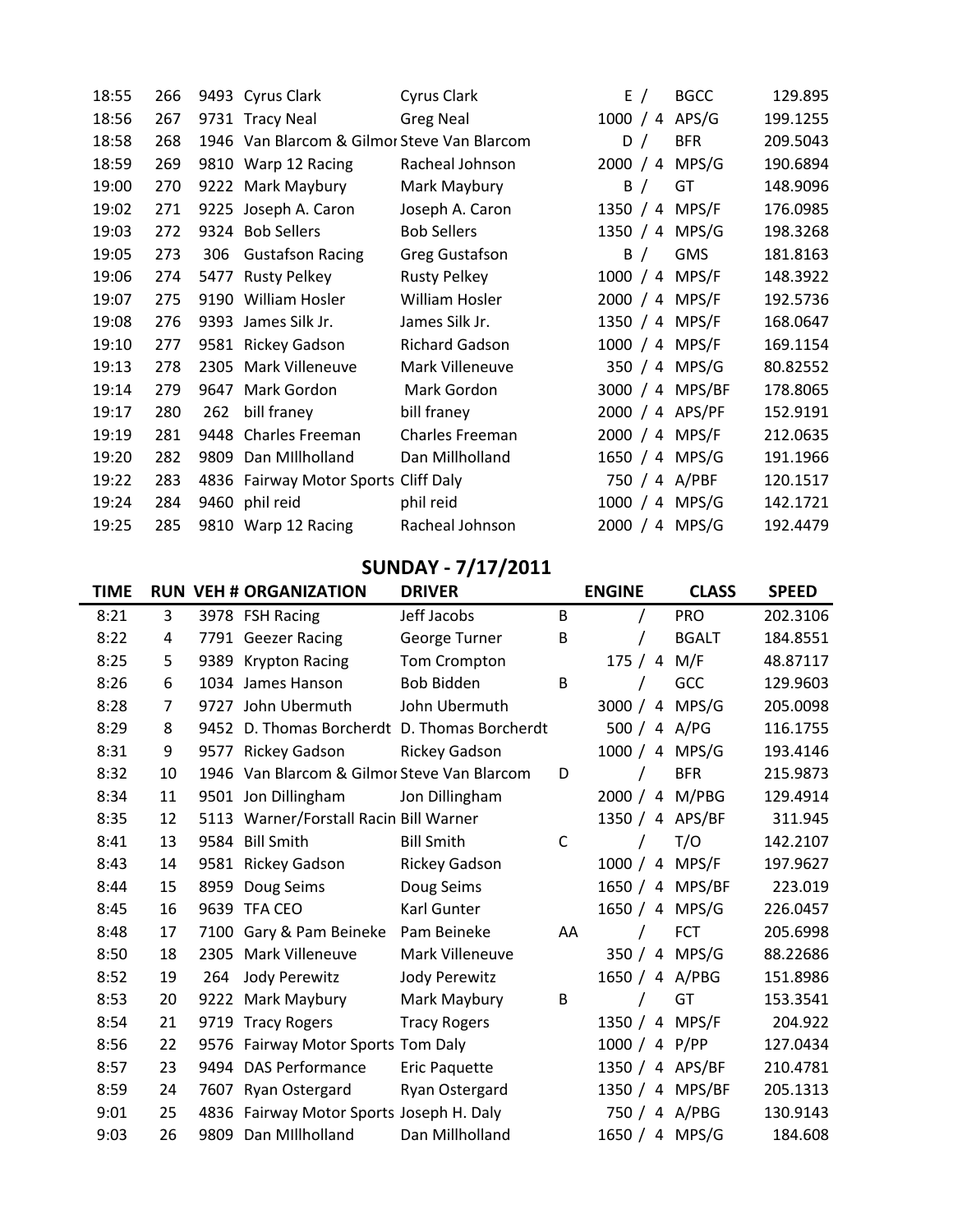| | | | | | | | |
|---|---|---|---|---|---|---|---|
| 18:55 | 266 | 9493 | Cyrus Clark | Cyrus Clark | E / | BGCC | 129.895 |
| 18:56 | 267 | 9731 | Tracy Neal | Greg Neal | 1000 / 4 | APS/G | 199.1255 |
| 18:58 | 268 | 1946 | Van Blarcom & Gilmor | Steve Van Blarcom | D / | BFR | 209.5043 |
| 18:59 | 269 | 9810 | Warp 12 Racing | Racheal Johnson | 2000 / 4 | MPS/G | 190.6894 |
| 19:00 | 270 | 9222 | Mark Maybury | Mark Maybury | B / | GT | 148.9096 |
| 19:02 | 271 | 9225 | Joseph A. Caron | Joseph A. Caron | 1350 / 4 | MPS/F | 176.0985 |
| 19:03 | 272 | 9324 | Bob Sellers | Bob Sellers | 1350 / 4 | MPS/G | 198.3268 |
| 19:05 | 273 | 306 | Gustafson Racing | Greg Gustafson | B / | GMS | 181.8163 |
| 19:06 | 274 | 5477 | Rusty Pelkey | Rusty Pelkey | 1000 / 4 | MPS/F | 148.3922 |
| 19:07 | 275 | 9190 | William Hosler | William Hosler | 2000 / 4 | MPS/F | 192.5736 |
| 19:08 | 276 | 9393 | James Silk Jr. | James Silk Jr. | 1350 / 4 | MPS/F | 168.0647 |
| 19:10 | 277 | 9581 | Rickey Gadson | Richard Gadson | 1000 / 4 | MPS/F | 169.1154 |
| 19:13 | 278 | 2305 | Mark Villeneuve | Mark Villeneuve | 350 / 4 | MPS/G | 80.82552 |
| 19:14 | 279 | 9647 | Mark Gordon | Mark Gordon | 3000 / 4 | MPS/BF | 178.8065 |
| 19:17 | 280 | 262 | bill franey | bill franey | 2000 / 4 | APS/PF | 152.9191 |
| 19:19 | 281 | 9448 | Charles Freeman | Charles Freeman | 2000 / 4 | MPS/F | 212.0635 |
| 19:20 | 282 | 9809 | Dan MIllholland | Dan Millholland | 1650 / 4 | MPS/G | 191.1966 |
| 19:22 | 283 | 4836 | Fairway Motor Sports | Cliff Daly | 750 / 4 | A/PBF | 120.1517 |
| 19:24 | 284 | 9460 | phil reid | phil reid | 1000 / 4 | MPS/G | 142.1721 |
| 19:25 | 285 | 9810 | Warp 12 Racing | Racheal Johnson | 2000 / 4 | MPS/G | 192.4479 |

## SUNDAY - 7/17/2011

| TIME | RUN | VEH # | ORGANIZATION | DRIVER | | ENGINE | CLASS | SPEED |
|---|---|---|---|---|---|---|---|---|
| 8:21 | 3 | 3978 | FSH Racing | Jeff Jacobs | B | / | PRO | 202.3106 |
| 8:22 | 4 | 7791 | Geezer Racing | George Turner | B | / | BGALT | 184.8551 |
| 8:25 | 5 | 9389 | Krypton Racing | Tom Crompton | | 175 / 4 | M/F | 48.87117 |
| 8:26 | 6 | 1034 | James Hanson | Bob Bidden | B | / | GCC | 129.9603 |
| 8:28 | 7 | 9727 | John Ubermuth | John Ubermuth | | 3000 / 4 | MPS/G | 205.0098 |
| 8:29 | 8 | 9452 | D. Thomas Borcherdt | D. Thomas Borcherdt | | 500 / 4 | A/PG | 116.1755 |
| 8:31 | 9 | 9577 | Rickey Gadson | Rickey Gadson | | 1000 / 4 | MPS/G | 193.4146 |
| 8:32 | 10 | 1946 | Van Blarcom & Gilmor | Steve Van Blarcom | D | / | BFR | 215.9873 |
| 8:34 | 11 | 9501 | Jon Dillingham | Jon Dillingham | | 2000 / 4 | M/PBG | 129.4914 |
| 8:35 | 12 | 5113 | Warner/Forstall Racin | Bill Warner | | 1350 / 4 | APS/BF | 311.945 |
| 8:41 | 13 | 9584 | Bill Smith | Bill Smith | C | / | T/O | 142.2107 |
| 8:43 | 14 | 9581 | Rickey Gadson | Rickey Gadson | | 1000 / 4 | MPS/F | 197.9627 |
| 8:44 | 15 | 8959 | Doug Seims | Doug Seims | | 1650 / 4 | MPS/BF | 223.019 |
| 8:45 | 16 | 9639 | TFA CEO | Karl Gunter | | 1650 / 4 | MPS/G | 226.0457 |
| 8:48 | 17 | 7100 | Gary & Pam Beineke | Pam Beineke | AA | / | FCT | 205.6998 |
| 8:50 | 18 | 2305 | Mark Villeneuve | Mark Villeneuve | | 350 / 4 | MPS/G | 88.22686 |
| 8:52 | 19 | 264 | Jody Perewitz | Jody Perewitz | | 1650 / 4 | A/PBG | 151.8986 |
| 8:53 | 20 | 9222 | Mark Maybury | Mark Maybury | B | / | GT | 153.3541 |
| 8:54 | 21 | 9719 | Tracy Rogers | Tracy Rogers | | 1350 / 4 | MPS/F | 204.922 |
| 8:56 | 22 | 9576 | Fairway Motor Sports | Tom Daly | | 1000 / 4 | P/PP | 127.0434 |
| 8:57 | 23 | 9494 | DAS Performance | Eric Paquette | | 1350 / 4 | APS/BF | 210.4781 |
| 8:59 | 24 | 7607 | Ryan Ostergard | Ryan Ostergard | | 1350 / 4 | MPS/BF | 205.1313 |
| 9:01 | 25 | 4836 | Fairway Motor Sports | Joseph H. Daly | | 750 / 4 | A/PBG | 130.9143 |
| 9:03 | 26 | 9809 | Dan MIllholland | Dan Millholland | | 1650 / 4 | MPS/G | 184.608 |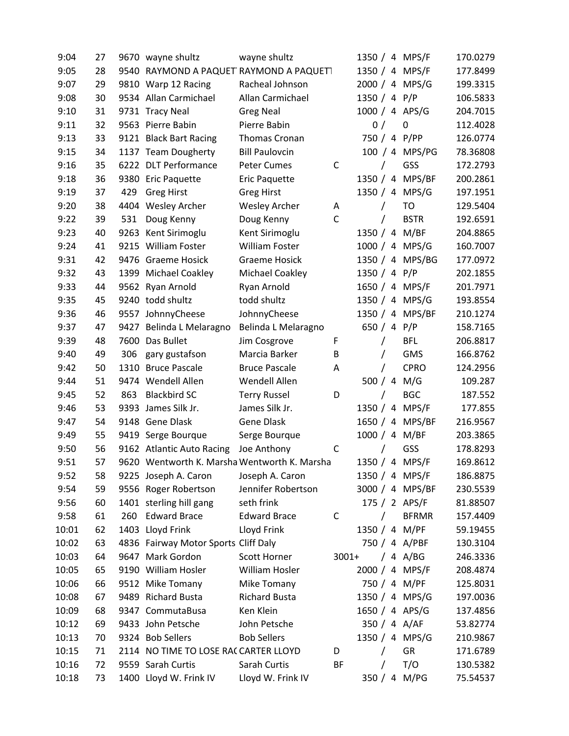| | | | | | | | | |
|---|---|---|---|---|---|---|---|---|
| 9:04 | 27 | 9670 | wayne shultz | wayne shultz | | 1350 / 4 | MPS/F | 170.0279 |
| 9:05 | 28 | 9540 | RAYMOND A PAQUET | RAYMOND A PAQUETT | | 1350 / 4 | MPS/F | 177.8499 |
| 9:07 | 29 | 9810 | Warp 12 Racing | Racheal Johnson | | 2000 / 4 | MPS/G | 199.3315 |
| 9:08 | 30 | 9534 | Allan Carmichael | Allan Carmichael | | 1350 / 4 | P/P | 106.5833 |
| 9:10 | 31 | 9731 | Tracy Neal | Greg Neal | | 1000 / 4 | APS/G | 204.7015 |
| 9:11 | 32 | 9563 | Pierre Babin | Pierre Babin | | 0 / | 0 | 112.4028 |
| 9:13 | 33 | 9121 | Black Bart Racing | Thomas Cronan | | 750 / 4 | P/PP | 126.0774 |
| 9:15 | 34 | 1137 | Team Dougherty | Bill Paulovcin | | 100 / 4 | MPS/PG | 78.36808 |
| 9:16 | 35 | 6222 | DLT Performance | Peter Cumes | C | / | GSS | 172.2793 |
| 9:18 | 36 | 9380 | Eric Paquette | Eric Paquette | | 1350 / 4 | MPS/BF | 200.2861 |
| 9:19 | 37 | 429 | Greg Hirst | Greg Hirst | | 1350 / 4 | MPS/G | 197.1951 |
| 9:20 | 38 | 4404 | Wesley Archer | Wesley Archer | A | / | TO | 129.5404 |
| 9:22 | 39 | 531 | Doug Kenny | Doug Kenny | C | / | BSTR | 192.6591 |
| 9:23 | 40 | 9263 | Kent Sirimoglu | Kent Sirimoglu | | 1350 / 4 | M/BF | 204.8865 |
| 9:24 | 41 | 9215 | William Foster | William Foster | | 1000 / 4 | MPS/G | 160.7007 |
| 9:31 | 42 | 9476 | Graeme Hosick | Graeme Hosick | | 1350 / 4 | MPS/BG | 177.0972 |
| 9:32 | 43 | 1399 | Michael Coakley | Michael Coakley | | 1350 / 4 | P/P | 202.1855 |
| 9:33 | 44 | 9562 | Ryan Arnold | Ryan Arnold | | 1650 / 4 | MPS/F | 201.7971 |
| 9:35 | 45 | 9240 | todd shultz | todd shultz | | 1350 / 4 | MPS/G | 193.8554 |
| 9:36 | 46 | 9557 | JohnnyCheese | JohnnyCheese | | 1350 / 4 | MPS/BF | 210.1274 |
| 9:37 | 47 | 9427 | Belinda L Melaragno | Belinda L Melaragno | | 650 / 4 | P/P | 158.7165 |
| 9:39 | 48 | 7600 | Das Bullet | Jim Cosgrove | F | / | BFL | 206.8817 |
| 9:40 | 49 | 306 | gary gustafson | Marcia Barker | B | / | GMS | 166.8762 |
| 9:42 | 50 | 1310 | Bruce Pascale | Bruce Pascale | A | / | CPRO | 124.2956 |
| 9:44 | 51 | 9474 | Wendell Allen | Wendell Allen | | 500 / 4 | M/G | 109.287 |
| 9:45 | 52 | 863 | Blackbird SC | Terry Russel | D | / | BGC | 187.552 |
| 9:46 | 53 | 9393 | James Silk Jr. | James Silk Jr. | | 1350 / 4 | MPS/F | 177.855 |
| 9:47 | 54 | 9148 | Gene Dlask | Gene Dlask | | 1650 / 4 | MPS/BF | 216.9567 |
| 9:49 | 55 | 9419 | Serge Bourque | Serge Bourque | | 1000 / 4 | M/BF | 203.3865 |
| 9:50 | 56 | 9162 | Atlantic Auto Racing | Joe Anthony | C | / | GSS | 178.8293 |
| 9:51 | 57 | 9620 | Wentworth K. Marsha | Wentworth K. Marsha | | 1350 / 4 | MPS/F | 169.8612 |
| 9:52 | 58 | 9225 | Joseph A. Caron | Joseph A. Caron | | 1350 / 4 | MPS/F | 186.8875 |
| 9:54 | 59 | 9556 | Roger Robertson | Jennifer Robertson | | 3000 / 4 | MPS/BF | 230.5539 |
| 9:56 | 60 | 1401 | sterling hill gang | seth frink | | 175 / 2 | APS/F | 81.88507 |
| 9:58 | 61 | 260 | Edward Brace | Edward Brace | C | / | BFRMR | 157.4409 |
| 10:01 | 62 | 1403 | Lloyd Frink | Lloyd Frink | | 1350 / 4 | M/PF | 59.19455 |
| 10:02 | 63 | 4836 | Fairway Motor Sports | Cliff Daly | | 750 / 4 | A/PBF | 130.3104 |
| 10:03 | 64 | 9647 | Mark Gordon | Scott Horner | 3001+ | / 4 | A/BG | 246.3336 |
| 10:05 | 65 | 9190 | William Hosler | William Hosler | | 2000 / 4 | MPS/F | 208.4874 |
| 10:06 | 66 | 9512 | Mike Tomany | Mike Tomany | | 750 / 4 | M/PF | 125.8031 |
| 10:08 | 67 | 9489 | Richard Busta | Richard Busta | | 1350 / 4 | MPS/G | 197.0036 |
| 10:09 | 68 | 9347 | CommutaBusa | Ken Klein | | 1650 / 4 | APS/G | 137.4856 |
| 10:12 | 69 | 9433 | John Petsche | John Petsche | | 350 / 4 | A/AF | 53.82774 |
| 10:13 | 70 | 9324 | Bob Sellers | Bob Sellers | | 1350 / 4 | MPS/G | 210.9867 |
| 10:15 | 71 | 2114 | NO TIME TO LOSE RAC | CARTER LLOYD | D | / | GR | 171.6789 |
| 10:16 | 72 | 9559 | Sarah Curtis | Sarah Curtis | BF | / | T/O | 130.5382 |
| 10:18 | 73 | 1400 | Lloyd W. Frink IV | Lloyd W. Frink IV | | 350 / 4 | M/PG | 75.54537 |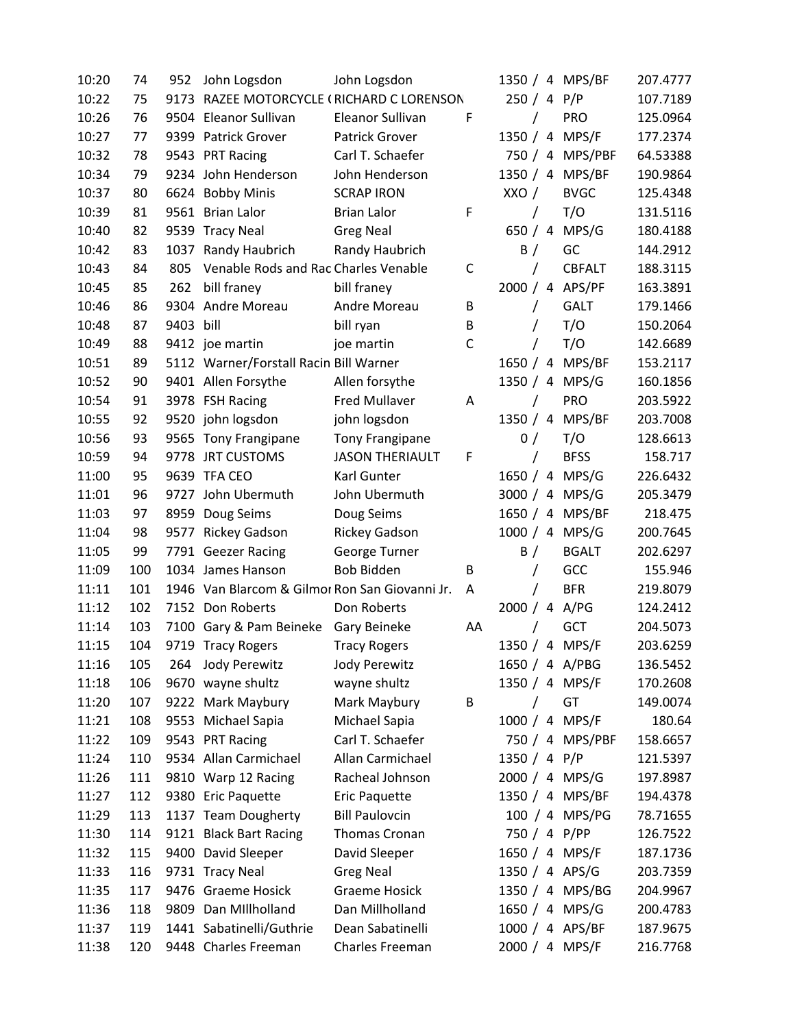| | | | | | | | | |
|---|---|---|---|---|---|---|---|---|
| 10:20 | 74 | 952 | John Logsdon | John Logsdon | | 1350 / 4 | MPS/BF | 207.4777 |
| 10:22 | 75 | 9173 | RAZEE MOTORCYCLE ( | RICHARD C LORENSON | | 250 / 4 | P/P | 107.7189 |
| 10:26 | 76 | 9504 | Eleanor Sullivan | Eleanor Sullivan | F | / | PRO | 125.0964 |
| 10:27 | 77 | 9399 | Patrick Grover | Patrick Grover | | 1350 / 4 | MPS/F | 177.2374 |
| 10:32 | 78 | 9543 | PRT Racing | Carl T. Schaefer | | 750 / 4 | MPS/PBF | 64.53388 |
| 10:34 | 79 | 9234 | John Henderson | John Henderson | | 1350 / 4 | MPS/BF | 190.9864 |
| 10:37 | 80 | 6624 | Bobby Minis | SCRAP IRON | | XXO / | BVGC | 125.4348 |
| 10:39 | 81 | 9561 | Brian Lalor | Brian Lalor | F | / | T/O | 131.5116 |
| 10:40 | 82 | 9539 | Tracy Neal | Greg Neal | | 650 / 4 | MPS/G | 180.4188 |
| 10:42 | 83 | 1037 | Randy Haubrich | Randy Haubrich | | B / | GC | 144.2912 |
| 10:43 | 84 | 805 | Venable Rods and Rac | Charles Venable | C | / | CBFALT | 188.3115 |
| 10:45 | 85 | 262 | bill franey | bill franey | | 2000 / 4 | APS/PF | 163.3891 |
| 10:46 | 86 | 9304 | Andre Moreau | Andre Moreau | B | / | GALT | 179.1466 |
| 10:48 | 87 | 9403 | bill | bill ryan | B | / | T/O | 150.2064 |
| 10:49 | 88 | 9412 | joe martin | joe martin | C | / | T/O | 142.6689 |
| 10:51 | 89 | 5112 | Warner/Forstall Racin | Bill Warner | | 1650 / 4 | MPS/BF | 153.2117 |
| 10:52 | 90 | 9401 | Allen Forsythe | Allen forsythe | | 1350 / 4 | MPS/G | 160.1856 |
| 10:54 | 91 | 3978 | FSH Racing | Fred Mullaver | A | / | PRO | 203.5922 |
| 10:55 | 92 | 9520 | john logsdon | john logsdon | | 1350 / 4 | MPS/BF | 203.7008 |
| 10:56 | 93 | 9565 | Tony Frangipane | Tony Frangipane | | 0 / | T/O | 128.6613 |
| 10:59 | 94 | 9778 | JRT CUSTOMS | JASON THERIAULT | F | / | BFSS | 158.717 |
| 11:00 | 95 | 9639 | TFA CEO | Karl Gunter | | 1650 / 4 | MPS/G | 226.6432 |
| 11:01 | 96 | 9727 | John Ubermuth | John Ubermuth | | 3000 / 4 | MPS/G | 205.3479 |
| 11:03 | 97 | 8959 | Doug Seims | Doug Seims | | 1650 / 4 | MPS/BF | 218.475 |
| 11:04 | 98 | 9577 | Rickey Gadson | Rickey Gadson | | 1000 / 4 | MPS/G | 200.7645 |
| 11:05 | 99 | 7791 | Geezer Racing | George Turner | | B / | BGALT | 202.6297 |
| 11:09 | 100 | 1034 | James Hanson | Bob Bidden | B | / | GCC | 155.946 |
| 11:11 | 101 | 1946 | Van Blarcom & Gilmor | Ron San Giovanni Jr. | A | / | BFR | 219.8079 |
| 11:12 | 102 | 7152 | Don Roberts | Don Roberts | | 2000 / 4 | A/PG | 124.2412 |
| 11:14 | 103 | 7100 | Gary & Pam Beineke | Gary Beineke | AA | / | GCT | 204.5073 |
| 11:15 | 104 | 9719 | Tracy Rogers | Tracy Rogers | | 1350 / 4 | MPS/F | 203.6259 |
| 11:16 | 105 | 264 | Jody Perewitz | Jody Perewitz | | 1650 / 4 | A/PBG | 136.5452 |
| 11:18 | 106 | 9670 | wayne shultz | wayne shultz | | 1350 / 4 | MPS/F | 170.2608 |
| 11:20 | 107 | 9222 | Mark Maybury | Mark Maybury | B | / | GT | 149.0074 |
| 11:21 | 108 | 9553 | Michael Sapia | Michael Sapia | | 1000 / 4 | MPS/F | 180.64 |
| 11:22 | 109 | 9543 | PRT Racing | Carl T. Schaefer | | 750 / 4 | MPS/PBF | 158.6657 |
| 11:24 | 110 | 9534 | Allan Carmichael | Allan Carmichael | | 1350 / 4 | P/P | 121.5397 |
| 11:26 | 111 | 9810 | Warp 12 Racing | Racheal Johnson | | 2000 / 4 | MPS/G | 197.8987 |
| 11:27 | 112 | 9380 | Eric Paquette | Eric Paquette | | 1350 / 4 | MPS/BF | 194.4378 |
| 11:29 | 113 | 1137 | Team Dougherty | Bill Paulovcin | | 100 / 4 | MPS/PG | 78.71655 |
| 11:30 | 114 | 9121 | Black Bart Racing | Thomas Cronan | | 750 / 4 | P/PP | 126.7522 |
| 11:32 | 115 | 9400 | David Sleeper | David Sleeper | | 1650 / 4 | MPS/F | 187.1736 |
| 11:33 | 116 | 9731 | Tracy Neal | Greg Neal | | 1350 / 4 | APS/G | 203.7359 |
| 11:35 | 117 | 9476 | Graeme Hosick | Graeme Hosick | | 1350 / 4 | MPS/BG | 204.9967 |
| 11:36 | 118 | 9809 | Dan MIllholland | Dan Millholland | | 1650 / 4 | MPS/G | 200.4783 |
| 11:37 | 119 | 1441 | Sabatinelli/Guthrie | Dean Sabatinelli | | 1000 / 4 | APS/BF | 187.9675 |
| 11:38 | 120 | 9448 | Charles Freeman | Charles Freeman | | 2000 / 4 | MPS/F | 216.7768 |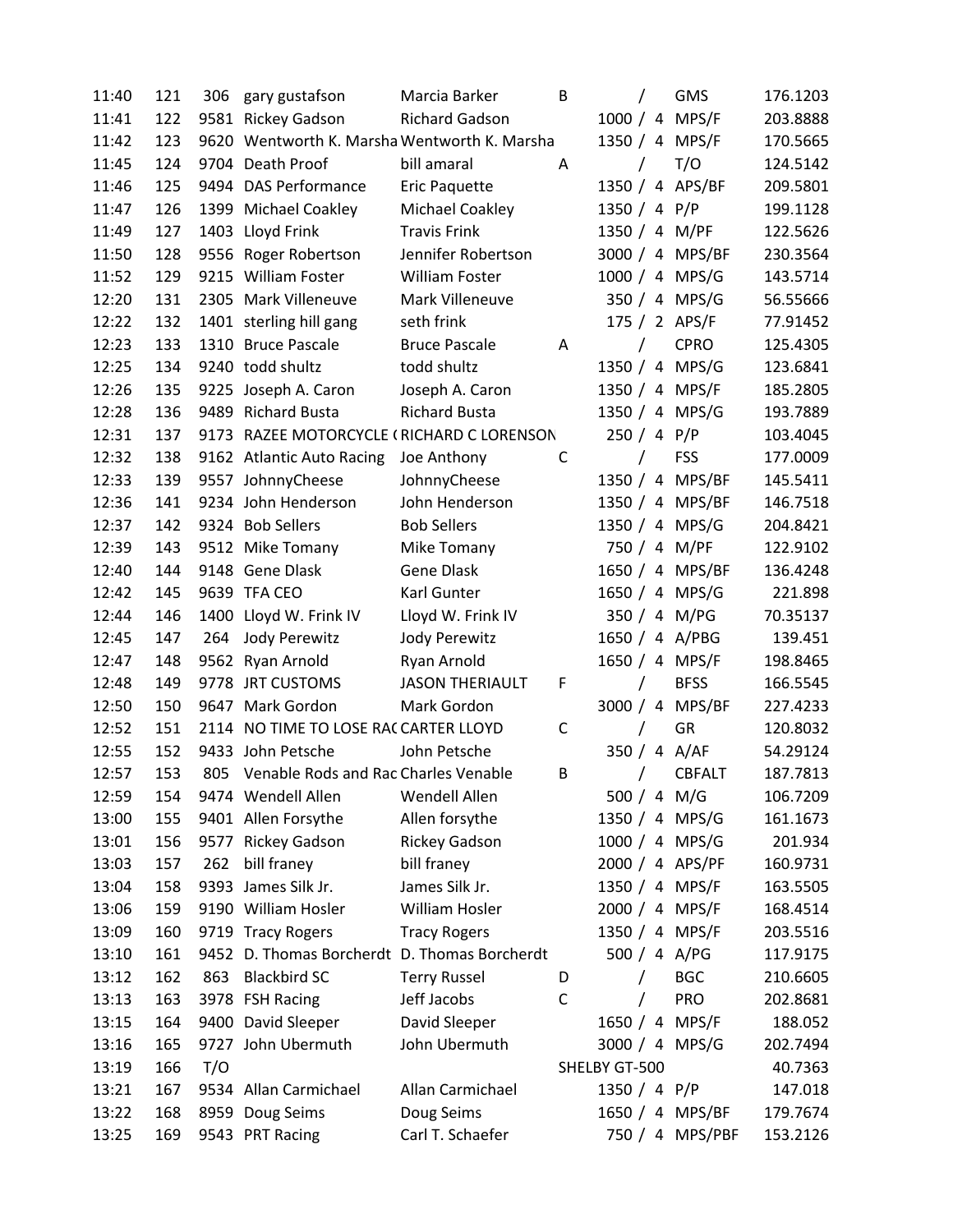| | | | | | | | | |
|---|---|---|---|---|---|---|---|---|
| 11:40 | 121 | 306 | gary gustafson | Marcia Barker | B | / | GMS | 176.1203 |
| 11:41 | 122 | 9581 | Rickey Gadson | Richard Gadson | | 1000 / 4 | MPS/F | 203.8888 |
| 11:42 | 123 | 9620 | Wentworth K. Marsha | Wentworth K. Marsha | | 1350 / 4 | MPS/F | 170.5665 |
| 11:45 | 124 | 9704 | Death Proof | bill amaral | A | / | T/O | 124.5142 |
| 11:46 | 125 | 9494 | DAS Performance | Eric Paquette | | 1350 / 4 | APS/BF | 209.5801 |
| 11:47 | 126 | 1399 | Michael Coakley | Michael Coakley | | 1350 / 4 | P/P | 199.1128 |
| 11:49 | 127 | 1403 | Lloyd Frink | Travis Frink | | 1350 / 4 | M/PF | 122.5626 |
| 11:50 | 128 | 9556 | Roger Robertson | Jennifer Robertson | | 3000 / 4 | MPS/BF | 230.3564 |
| 11:52 | 129 | 9215 | William Foster | William Foster | | 1000 / 4 | MPS/G | 143.5714 |
| 12:20 | 131 | 2305 | Mark Villeneuve | Mark Villeneuve | | 350 / 4 | MPS/G | 56.55666 |
| 12:22 | 132 | 1401 | sterling hill gang | seth frink | | 175 / 2 | APS/F | 77.91452 |
| 12:23 | 133 | 1310 | Bruce Pascale | Bruce Pascale | A | / | CPRO | 125.4305 |
| 12:25 | 134 | 9240 | todd shultz | todd shultz | | 1350 / 4 | MPS/G | 123.6841 |
| 12:26 | 135 | 9225 | Joseph A. Caron | Joseph A. Caron | | 1350 / 4 | MPS/F | 185.2805 |
| 12:28 | 136 | 9489 | Richard Busta | Richard Busta | | 1350 / 4 | MPS/G | 193.7889 |
| 12:31 | 137 | 9173 | RAZEE MOTORCYCLE ( | RICHARD C LORENSON | | 250 / 4 | P/P | 103.4045 |
| 12:32 | 138 | 9162 | Atlantic Auto Racing | Joe Anthony | C | / | FSS | 177.0009 |
| 12:33 | 139 | 9557 | JohnnyCheese | JohnnyCheese | | 1350 / 4 | MPS/BF | 145.5411 |
| 12:36 | 141 | 9234 | John Henderson | John Henderson | | 1350 / 4 | MPS/BF | 146.7518 |
| 12:37 | 142 | 9324 | Bob Sellers | Bob Sellers | | 1350 / 4 | MPS/G | 204.8421 |
| 12:39 | 143 | 9512 | Mike Tomany | Mike Tomany | | 750 / 4 | M/PF | 122.9102 |
| 12:40 | 144 | 9148 | Gene Dlask | Gene Dlask | | 1650 / 4 | MPS/BF | 136.4248 |
| 12:42 | 145 | 9639 | TFA CEO | Karl Gunter | | 1650 / 4 | MPS/G | 221.898 |
| 12:44 | 146 | 1400 | Lloyd W. Frink IV | Lloyd W. Frink IV | | 350 / 4 | M/PG | 70.35137 |
| 12:45 | 147 | 264 | Jody Perewitz | Jody Perewitz | | 1650 / 4 | A/PBG | 139.451 |
| 12:47 | 148 | 9562 | Ryan Arnold | Ryan Arnold | | 1650 / 4 | MPS/F | 198.8465 |
| 12:48 | 149 | 9778 | JRT CUSTOMS | JASON THERIAULT | F | / | BFSS | 166.5545 |
| 12:50 | 150 | 9647 | Mark Gordon | Mark Gordon | | 3000 / 4 | MPS/BF | 227.4233 |
| 12:52 | 151 | 2114 | NO TIME TO LOSE RAC | CARTER LLOYD | C | / | GR | 120.8032 |
| 12:55 | 152 | 9433 | John Petsche | John Petsche | | 350 / 4 | A/AF | 54.29124 |
| 12:57 | 153 | 805 | Venable Rods and Rac | Charles Venable | B | / | CBFALT | 187.7813 |
| 12:59 | 154 | 9474 | Wendell Allen | Wendell Allen | | 500 / 4 | M/G | 106.7209 |
| 13:00 | 155 | 9401 | Allen Forsythe | Allen forsythe | | 1350 / 4 | MPS/G | 161.1673 |
| 13:01 | 156 | 9577 | Rickey Gadson | Rickey Gadson | | 1000 / 4 | MPS/G | 201.934 |
| 13:03 | 157 | 262 | bill franey | bill franey | | 2000 / 4 | APS/PF | 160.9731 |
| 13:04 | 158 | 9393 | James Silk Jr. | James Silk Jr. | | 1350 / 4 | MPS/F | 163.5505 |
| 13:06 | 159 | 9190 | William Hosler | William Hosler | | 2000 / 4 | MPS/F | 168.4514 |
| 13:09 | 160 | 9719 | Tracy Rogers | Tracy Rogers | | 1350 / 4 | MPS/F | 203.5516 |
| 13:10 | 161 | 9452 | D. Thomas Borcherdt | D. Thomas Borcherdt | | 500 / 4 | A/PG | 117.9175 |
| 13:12 | 162 | 863 | Blackbird SC | Terry Russel | D | / | BGC | 210.6605 |
| 13:13 | 163 | 3978 | FSH Racing | Jeff Jacobs | C | / | PRO | 202.8681 |
| 13:15 | 164 | 9400 | David Sleeper | David Sleeper | | 1650 / 4 | MPS/F | 188.052 |
| 13:16 | 165 | 9727 | John Ubermuth | John Ubermuth | | 3000 / 4 | MPS/G | 202.7494 |
| 13:19 | 166 | T/O | | | SHELBY GT-500 | | | 40.7363 |
| 13:21 | 167 | 9534 | Allan Carmichael | Allan Carmichael | | 1350 / 4 | P/P | 147.018 |
| 13:22 | 168 | 8959 | Doug Seims | Doug Seims | | 1650 / 4 | MPS/BF | 179.7674 |
| 13:25 | 169 | 9543 | PRT Racing | Carl T. Schaefer | | 750 / 4 | MPS/PBF | 153.2126 |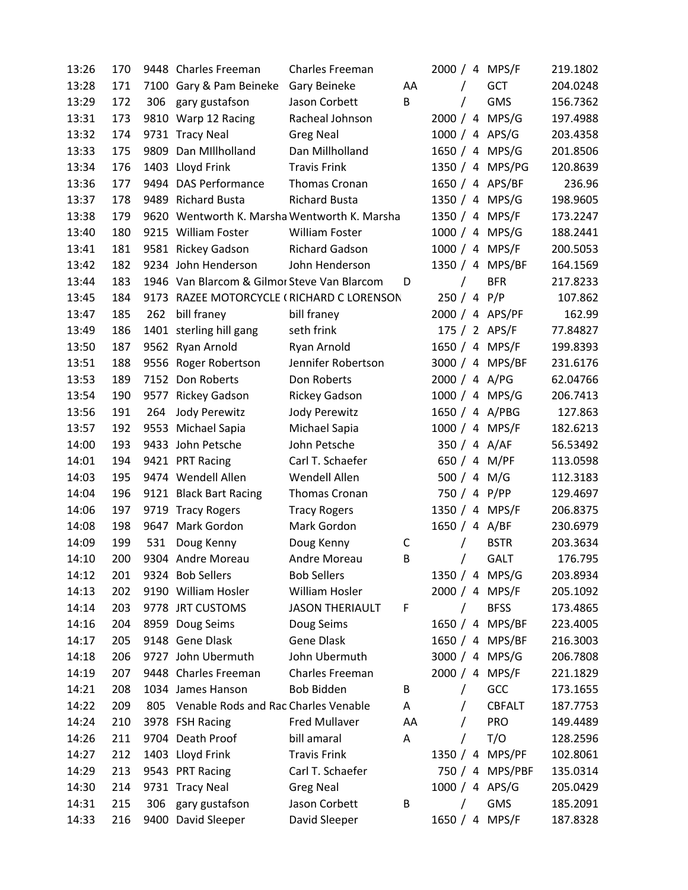| | | | | | | | | |
|---|---|---|---|---|---|---|---|---|
| 13:26 | 170 | 9448 | Charles Freeman | Charles Freeman | | 2000 / 4 | MPS/F | 219.1802 |
| 13:28 | 171 | 7100 | Gary & Pam Beineke | Gary Beineke | AA | / | GCT | 204.0248 |
| 13:29 | 172 | 306 | gary gustafson | Jason Corbett | B | / | GMS | 156.7362 |
| 13:31 | 173 | 9810 | Warp 12 Racing | Racheal Johnson | | 2000 / 4 | MPS/G | 197.4988 |
| 13:32 | 174 | 9731 | Tracy Neal | Greg Neal | | 1000 / 4 | APS/G | 203.4358 |
| 13:33 | 175 | 9809 | Dan MIllholland | Dan Millholland | | 1650 / 4 | MPS/G | 201.8506 |
| 13:34 | 176 | 1403 | Lloyd Frink | Travis Frink | | 1350 / 4 | MPS/PG | 120.8639 |
| 13:36 | 177 | 9494 | DAS Performance | Thomas Cronan | | 1650 / 4 | APS/BF | 236.96 |
| 13:37 | 178 | 9489 | Richard Busta | Richard Busta | | 1350 / 4 | MPS/G | 198.9605 |
| 13:38 | 179 | 9620 | Wentworth K. Marsha | Wentworth K. Marsha | | 1350 / 4 | MPS/F | 173.2247 |
| 13:40 | 180 | 9215 | William Foster | William Foster | | 1000 / 4 | MPS/G | 188.2441 |
| 13:41 | 181 | 9581 | Rickey Gadson | Richard Gadson | | 1000 / 4 | MPS/F | 200.5053 |
| 13:42 | 182 | 9234 | John Henderson | John Henderson | | 1350 / 4 | MPS/BF | 164.1569 |
| 13:44 | 183 | 1946 | Van Blarcom & Gilmor | Steve Van Blarcom | D | / | BFR | 217.8233 |
| 13:45 | 184 | 9173 | RAZEE MOTORCYCLE ( | RICHARD C LORENSON | | 250 / 4 | P/P | 107.862 |
| 13:47 | 185 | 262 | bill franey | bill franey | | 2000 / 4 | APS/PF | 162.99 |
| 13:49 | 186 | 1401 | sterling hill gang | seth frink | | 175 / 2 | APS/F | 77.84827 |
| 13:50 | 187 | 9562 | Ryan Arnold | Ryan Arnold | | 1650 / 4 | MPS/F | 199.8393 |
| 13:51 | 188 | 9556 | Roger Robertson | Jennifer Robertson | | 3000 / 4 | MPS/BF | 231.6176 |
| 13:53 | 189 | 7152 | Don Roberts | Don Roberts | | 2000 / 4 | A/PG | 62.04766 |
| 13:54 | 190 | 9577 | Rickey Gadson | Rickey Gadson | | 1000 / 4 | MPS/G | 206.7413 |
| 13:56 | 191 | 264 | Jody Perewitz | Jody Perewitz | | 1650 / 4 | A/PBG | 127.863 |
| 13:57 | 192 | 9553 | Michael Sapia | Michael Sapia | | 1000 / 4 | MPS/F | 182.6213 |
| 14:00 | 193 | 9433 | John Petsche | John Petsche | | 350 / 4 | A/AF | 56.53492 |
| 14:01 | 194 | 9421 | PRT Racing | Carl T. Schaefer | | 650 / 4 | M/PF | 113.0598 |
| 14:03 | 195 | 9474 | Wendell Allen | Wendell Allen | | 500 / 4 | M/G | 112.3183 |
| 14:04 | 196 | 9121 | Black Bart Racing | Thomas Cronan | | 750 / 4 | P/PP | 129.4697 |
| 14:06 | 197 | 9719 | Tracy Rogers | Tracy Rogers | | 1350 / 4 | MPS/F | 206.8375 |
| 14:08 | 198 | 9647 | Mark Gordon | Mark Gordon | | 1650 / 4 | A/BF | 230.6979 |
| 14:09 | 199 | 531 | Doug Kenny | Doug Kenny | C | / | BSTR | 203.3634 |
| 14:10 | 200 | 9304 | Andre Moreau | Andre Moreau | B | / | GALT | 176.795 |
| 14:12 | 201 | 9324 | Bob Sellers | Bob Sellers | | 1350 / 4 | MPS/G | 203.8934 |
| 14:13 | 202 | 9190 | William Hosler | William Hosler | | 2000 / 4 | MPS/F | 205.1092 |
| 14:14 | 203 | 9778 | JRT CUSTOMS | JASON THERIAULT | F | / | BFSS | 173.4865 |
| 14:16 | 204 | 8959 | Doug Seims | Doug Seims | | 1650 / 4 | MPS/BF | 223.4005 |
| 14:17 | 205 | 9148 | Gene Dlask | Gene Dlask | | 1650 / 4 | MPS/BF | 216.3003 |
| 14:18 | 206 | 9727 | John Ubermuth | John Ubermuth | | 3000 / 4 | MPS/G | 206.7808 |
| 14:19 | 207 | 9448 | Charles Freeman | Charles Freeman | | 2000 / 4 | MPS/F | 221.1829 |
| 14:21 | 208 | 1034 | James Hanson | Bob Bidden | B | / | GCC | 173.1655 |
| 14:22 | 209 | 805 | Venable Rods and Rac | Charles Venable | A | / | CBFALT | 187.7753 |
| 14:24 | 210 | 3978 | FSH Racing | Fred Mullaver | AA | / | PRO | 149.4489 |
| 14:26 | 211 | 9704 | Death Proof | bill amaral | A | / | T/O | 128.2596 |
| 14:27 | 212 | 1403 | Lloyd Frink | Travis Frink | | 1350 / 4 | MPS/PF | 102.8061 |
| 14:29 | 213 | 9543 | PRT Racing | Carl T. Schaefer | | 750 / 4 | MPS/PBF | 135.0314 |
| 14:30 | 214 | 9731 | Tracy Neal | Greg Neal | | 1000 / 4 | APS/G | 205.0429 |
| 14:31 | 215 | 306 | gary gustafson | Jason Corbett | B | / | GMS | 185.2091 |
| 14:33 | 216 | 9400 | David Sleeper | David Sleeper | | 1650 / 4 | MPS/F | 187.8328 |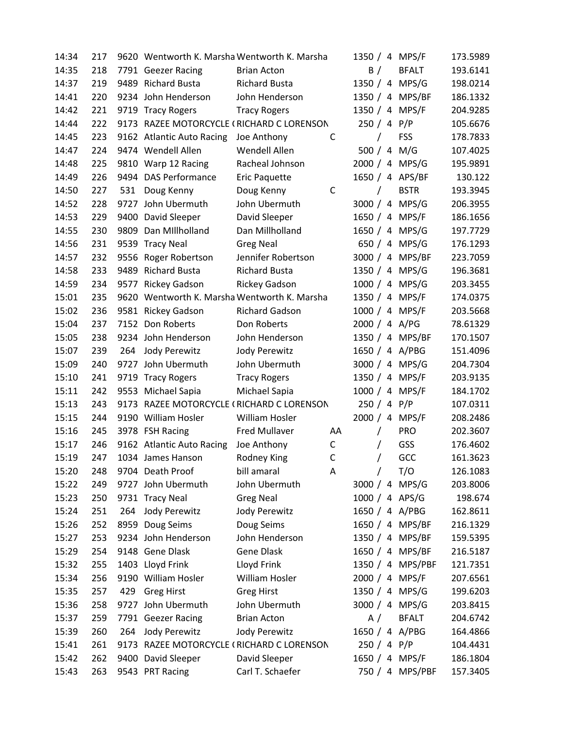| | | | | | | | | | |
|---|---|---|---|---|---|---|---|---|---|
| 14:34 | 217 | 9620 | Wentworth K. Marsha | Wentworth K. Marsha | | 1350 / | 4 | MPS/F | 173.5989 |
| 14:35 | 218 | 7791 | Geezer Racing | Brian Acton | | B / | | BFALT | 193.6141 |
| 14:37 | 219 | 9489 | Richard Busta | Richard Busta | | 1350 / | 4 | MPS/G | 198.0214 |
| 14:41 | 220 | 9234 | John Henderson | John Henderson | | 1350 / | 4 | MPS/BF | 186.1332 |
| 14:42 | 221 | 9719 | Tracy Rogers | Tracy Rogers | | 1350 / | 4 | MPS/F | 204.9285 |
| 14:44 | 222 | 9173 | RAZEE MOTORCYCLE ( | RICHARD C LORENSON | | 250 / | 4 | P/P | 105.6676 |
| 14:45 | 223 | 9162 | Atlantic Auto Racing | Joe Anthony | C | / | | FSS | 178.7833 |
| 14:47 | 224 | 9474 | Wendell Allen | Wendell Allen | | 500 / | 4 | M/G | 107.4025 |
| 14:48 | 225 | 9810 | Warp 12 Racing | Racheal Johnson | | 2000 / | 4 | MPS/G | 195.9891 |
| 14:49 | 226 | 9494 | DAS Performance | Eric Paquette | | 1650 / | 4 | APS/BF | 130.122 |
| 14:50 | 227 | 531 | Doug Kenny | Doug Kenny | C | / | | BSTR | 193.3945 |
| 14:52 | 228 | 9727 | John Ubermuth | John Ubermuth | | 3000 / | 4 | MPS/G | 206.3955 |
| 14:53 | 229 | 9400 | David Sleeper | David Sleeper | | 1650 / | 4 | MPS/F | 186.1656 |
| 14:55 | 230 | 9809 | Dan MIllholland | Dan Millholland | | 1650 / | 4 | MPS/G | 197.7729 |
| 14:56 | 231 | 9539 | Tracy Neal | Greg Neal | | 650 / | 4 | MPS/G | 176.1293 |
| 14:57 | 232 | 9556 | Roger Robertson | Jennifer Robertson | | 3000 / | 4 | MPS/BF | 223.7059 |
| 14:58 | 233 | 9489 | Richard Busta | Richard Busta | | 1350 / | 4 | MPS/G | 196.3681 |
| 14:59 | 234 | 9577 | Rickey Gadson | Rickey Gadson | | 1000 / | 4 | MPS/G | 203.3455 |
| 15:01 | 235 | 9620 | Wentworth K. Marsha | Wentworth K. Marsha | | 1350 / | 4 | MPS/F | 174.0375 |
| 15:02 | 236 | 9581 | Rickey Gadson | Richard Gadson | | 1000 / | 4 | MPS/F | 203.5668 |
| 15:04 | 237 | 7152 | Don Roberts | Don Roberts | | 2000 / | 4 | A/PG | 78.61329 |
| 15:05 | 238 | 9234 | John Henderson | John Henderson | | 1350 / | 4 | MPS/BF | 170.1507 |
| 15:07 | 239 | 264 | Jody Perewitz | Jody Perewitz | | 1650 / | 4 | A/PBG | 151.4096 |
| 15:09 | 240 | 9727 | John Ubermuth | John Ubermuth | | 3000 / | 4 | MPS/G | 204.7304 |
| 15:10 | 241 | 9719 | Tracy Rogers | Tracy Rogers | | 1350 / | 4 | MPS/F | 203.9135 |
| 15:11 | 242 | 9553 | Michael Sapia | Michael Sapia | | 1000 / | 4 | MPS/F | 184.1702 |
| 15:13 | 243 | 9173 | RAZEE MOTORCYCLE ( | RICHARD C LORENSON | | 250 / | 4 | P/P | 107.0311 |
| 15:15 | 244 | 9190 | William Hosler | William Hosler | | 2000 / | 4 | MPS/F | 208.2486 |
| 15:16 | 245 | 3978 | FSH Racing | Fred Mullaver | AA | / | | PRO | 202.3607 |
| 15:17 | 246 | 9162 | Atlantic Auto Racing | Joe Anthony | C | / | | GSS | 176.4602 |
| 15:19 | 247 | 1034 | James Hanson | Rodney King | C | / | | GCC | 161.3623 |
| 15:20 | 248 | 9704 | Death Proof | bill amaral | A | / | | T/O | 126.1083 |
| 15:22 | 249 | 9727 | John Ubermuth | John Ubermuth | | 3000 / | 4 | MPS/G | 203.8006 |
| 15:23 | 250 | 9731 | Tracy Neal | Greg Neal | | 1000 / | 4 | APS/G | 198.674 |
| 15:24 | 251 | 264 | Jody Perewitz | Jody Perewitz | | 1650 / | 4 | A/PBG | 162.8611 |
| 15:26 | 252 | 8959 | Doug Seims | Doug Seims | | 1650 / | 4 | MPS/BF | 216.1329 |
| 15:27 | 253 | 9234 | John Henderson | John Henderson | | 1350 / | 4 | MPS/BF | 159.5395 |
| 15:29 | 254 | 9148 | Gene Dlask | Gene Dlask | | 1650 / | 4 | MPS/BF | 216.5187 |
| 15:32 | 255 | 1403 | Lloyd Frink | Lloyd Frink | | 1350 / | 4 | MPS/PBF | 121.7351 |
| 15:34 | 256 | 9190 | William Hosler | William Hosler | | 2000 / | 4 | MPS/F | 207.6561 |
| 15:35 | 257 | 429 | Greg Hirst | Greg Hirst | | 1350 / | 4 | MPS/G | 199.6203 |
| 15:36 | 258 | 9727 | John Ubermuth | John Ubermuth | | 3000 / | 4 | MPS/G | 203.8415 |
| 15:37 | 259 | 7791 | Geezer Racing | Brian Acton | | A / | | BFALT | 204.6742 |
| 15:39 | 260 | 264 | Jody Perewitz | Jody Perewitz | | 1650 / | 4 | A/PBG | 164.4866 |
| 15:41 | 261 | 9173 | RAZEE MOTORCYCLE ( | RICHARD C LORENSON | | 250 / | 4 | P/P | 104.4431 |
| 15:42 | 262 | 9400 | David Sleeper | David Sleeper | | 1650 / | 4 | MPS/F | 186.1804 |
| 15:43 | 263 | 9543 | PRT Racing | Carl T. Schaefer | | 750 / | 4 | MPS/PBF | 157.3405 |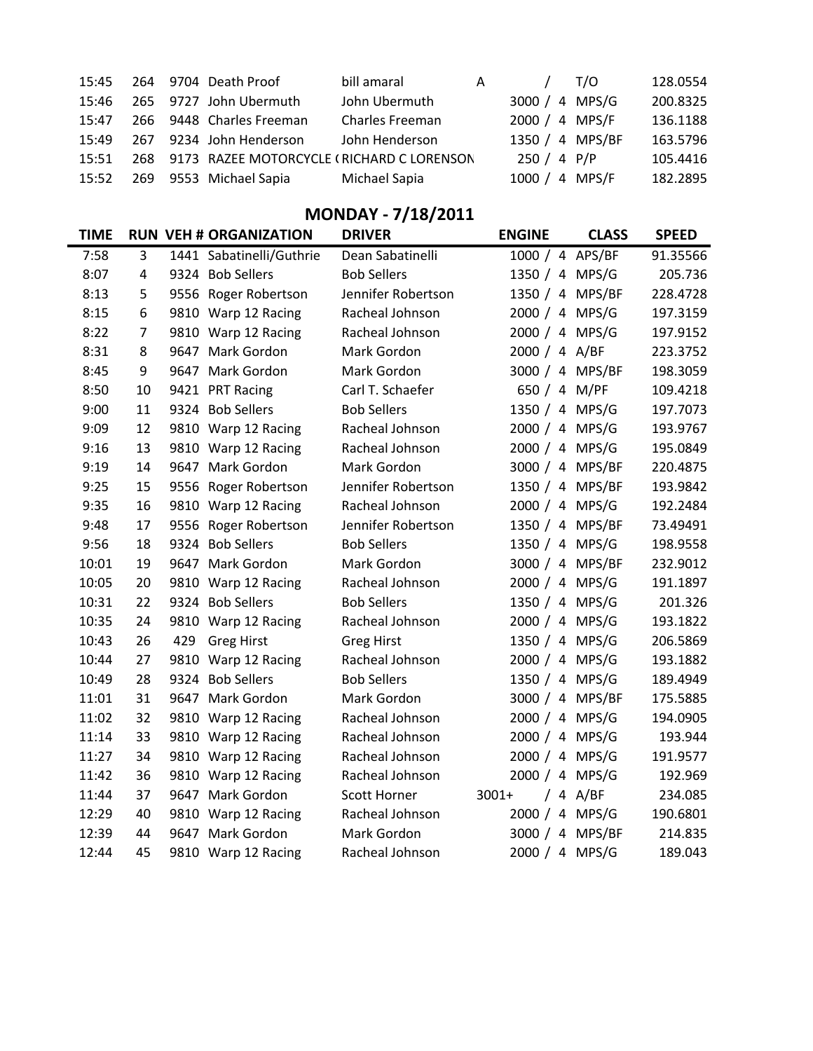| | | | | | | | |
|---|---|---|---|---|---|---|---|
| 15:45 | 264 | 9704 | Death Proof | bill amaral | A / | T/O | 128.0554 |
| 15:46 | 265 | 9727 | John Ubermuth | John Ubermuth | 3000 / 4 | MPS/G | 200.8325 |
| 15:47 | 266 | 9448 | Charles Freeman | Charles Freeman | 2000 / 4 | MPS/F | 136.1188 |
| 15:49 | 267 | 9234 | John Henderson | John Henderson | 1350 / 4 | MPS/BF | 163.5796 |
| 15:51 | 268 | 9173 | RAZEE MOTORCYCLE ( | RICHARD C LORENSON | 250 / 4 | P/P | 105.4416 |
| 15:52 | 269 | 9553 | Michael Sapia | Michael Sapia | 1000 / 4 | MPS/F | 182.2895 |

## MONDAY - 7/18/2011

| TIME | RUN | VEH # | ORGANIZATION | DRIVER | ENGINE | CLASS | SPEED |
|---|---|---|---|---|---|---|---|
| 7:58 | 3 | 1441 | Sabatinelli/Guthrie | Dean Sabatinelli | 1000 / 4 | APS/BF | 91.35566 |
| 8:07 | 4 | 9324 | Bob Sellers | Bob Sellers | 1350 / 4 | MPS/G | 205.736 |
| 8:13 | 5 | 9556 | Roger Robertson | Jennifer Robertson | 1350 / 4 | MPS/BF | 228.4728 |
| 8:15 | 6 | 9810 | Warp 12 Racing | Racheal Johnson | 2000 / 4 | MPS/G | 197.3159 |
| 8:22 | 7 | 9810 | Warp 12 Racing | Racheal Johnson | 2000 / 4 | MPS/G | 197.9152 |
| 8:31 | 8 | 9647 | Mark Gordon | Mark Gordon | 2000 / 4 | A/BF | 223.3752 |
| 8:45 | 9 | 9647 | Mark Gordon | Mark Gordon | 3000 / 4 | MPS/BF | 198.3059 |
| 8:50 | 10 | 9421 | PRT Racing | Carl T. Schaefer | 650 / 4 | M/PF | 109.4218 |
| 9:00 | 11 | 9324 | Bob Sellers | Bob Sellers | 1350 / 4 | MPS/G | 197.7073 |
| 9:09 | 12 | 9810 | Warp 12 Racing | Racheal Johnson | 2000 / 4 | MPS/G | 193.9767 |
| 9:16 | 13 | 9810 | Warp 12 Racing | Racheal Johnson | 2000 / 4 | MPS/G | 195.0849 |
| 9:19 | 14 | 9647 | Mark Gordon | Mark Gordon | 3000 / 4 | MPS/BF | 220.4875 |
| 9:25 | 15 | 9556 | Roger Robertson | Jennifer Robertson | 1350 / 4 | MPS/BF | 193.9842 |
| 9:35 | 16 | 9810 | Warp 12 Racing | Racheal Johnson | 2000 / 4 | MPS/G | 192.2484 |
| 9:48 | 17 | 9556 | Roger Robertson | Jennifer Robertson | 1350 / 4 | MPS/BF | 73.49491 |
| 9:56 | 18 | 9324 | Bob Sellers | Bob Sellers | 1350 / 4 | MPS/G | 198.9558 |
| 10:01 | 19 | 9647 | Mark Gordon | Mark Gordon | 3000 / 4 | MPS/BF | 232.9012 |
| 10:05 | 20 | 9810 | Warp 12 Racing | Racheal Johnson | 2000 / 4 | MPS/G | 191.1897 |
| 10:31 | 22 | 9324 | Bob Sellers | Bob Sellers | 1350 / 4 | MPS/G | 201.326 |
| 10:35 | 24 | 9810 | Warp 12 Racing | Racheal Johnson | 2000 / 4 | MPS/G | 193.1822 |
| 10:43 | 26 | 429 | Greg Hirst | Greg Hirst | 1350 / 4 | MPS/G | 206.5869 |
| 10:44 | 27 | 9810 | Warp 12 Racing | Racheal Johnson | 2000 / 4 | MPS/G | 193.1882 |
| 10:49 | 28 | 9324 | Bob Sellers | Bob Sellers | 1350 / 4 | MPS/G | 189.4949 |
| 11:01 | 31 | 9647 | Mark Gordon | Mark Gordon | 3000 / 4 | MPS/BF | 175.5885 |
| 11:02 | 32 | 9810 | Warp 12 Racing | Racheal Johnson | 2000 / 4 | MPS/G | 194.0905 |
| 11:14 | 33 | 9810 | Warp 12 Racing | Racheal Johnson | 2000 / 4 | MPS/G | 193.944 |
| 11:27 | 34 | 9810 | Warp 12 Racing | Racheal Johnson | 2000 / 4 | MPS/G | 191.9577 |
| 11:42 | 36 | 9810 | Warp 12 Racing | Racheal Johnson | 2000 / 4 | MPS/G | 192.969 |
| 11:44 | 37 | 9647 | Mark Gordon | Scott Horner | 3001+ / 4 | A/BF | 234.085 |
| 12:29 | 40 | 9810 | Warp 12 Racing | Racheal Johnson | 2000 / 4 | MPS/G | 190.6801 |
| 12:39 | 44 | 9647 | Mark Gordon | Mark Gordon | 3000 / 4 | MPS/BF | 214.835 |
| 12:44 | 45 | 9810 | Warp 12 Racing | Racheal Johnson | 2000 / 4 | MPS/G | 189.043 |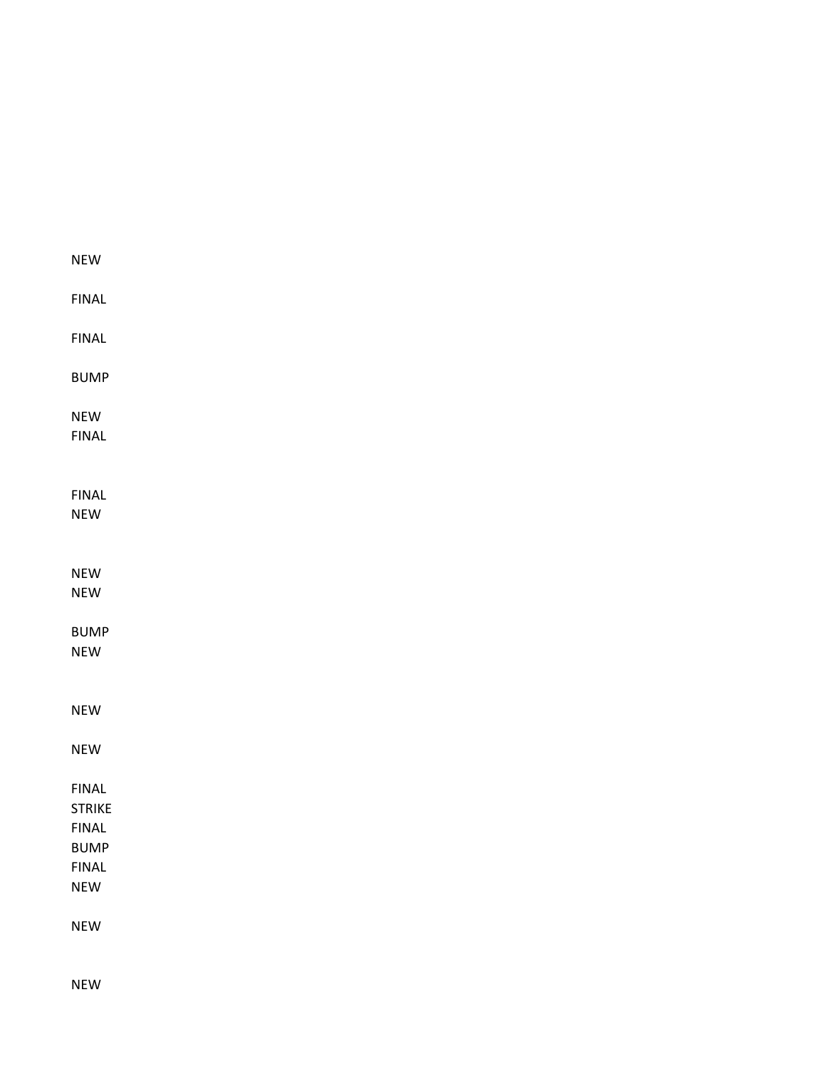NEW

FINAL

FINAL

BUMP

NEW
FINAL

FINAL
NEW

NEW
NEW

BUMP
NEW

NEW

NEW

FINAL
STRIKE
FINAL
BUMP
FINAL
NEW

NEW

NEW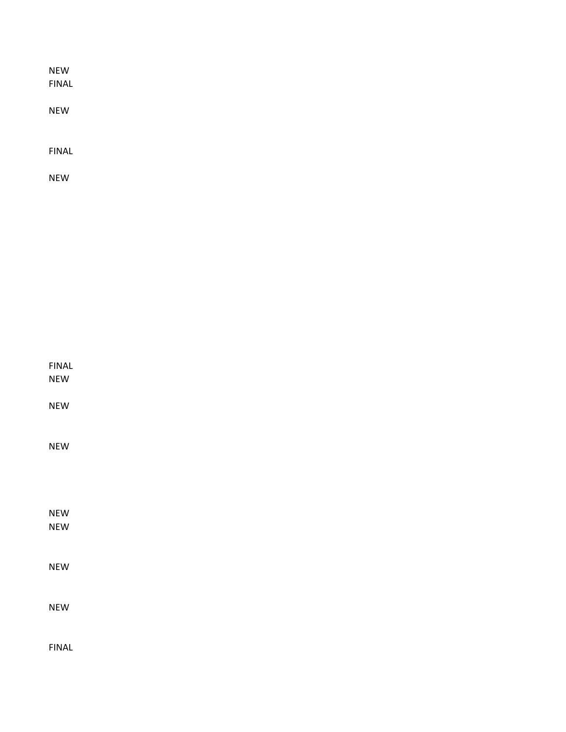NEW
FINAL

NEW

FINAL

NEW

FINAL
NEW

NEW

NEW

NEW
NEW

NEW

NEW

FINAL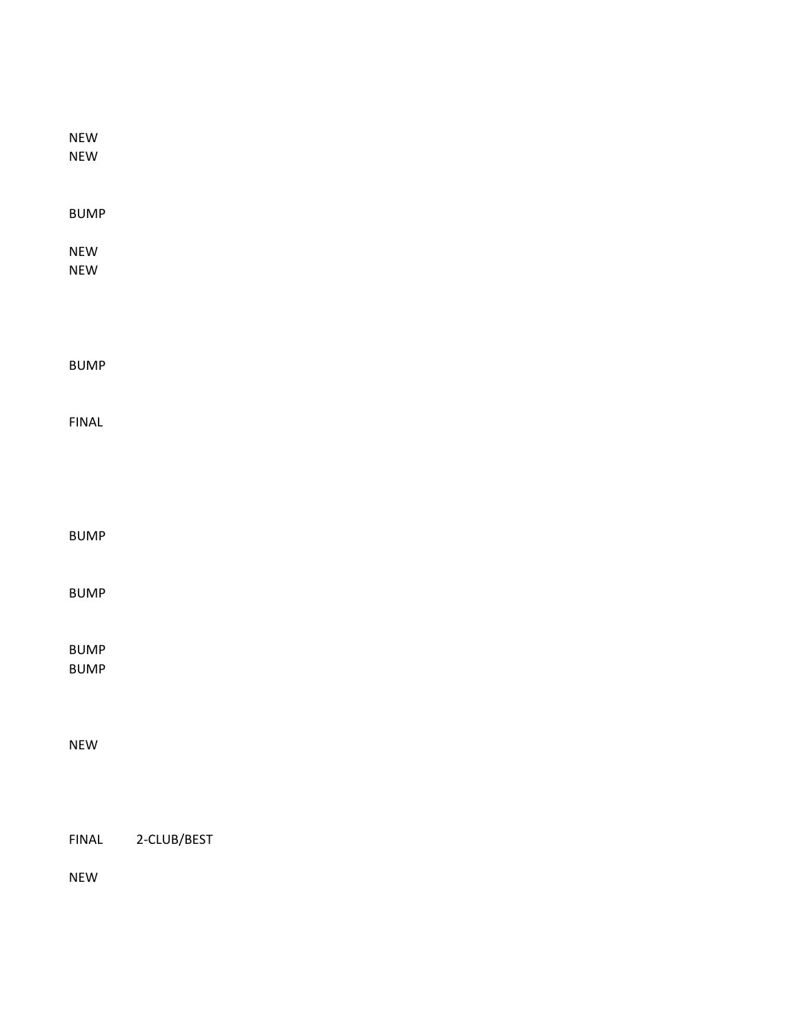NEW
NEW

BUMP

NEW
NEW

BUMP

FINAL

BUMP

BUMP

BUMP
BUMP

NEW

FINAL 2-CLUB/BEST

NEW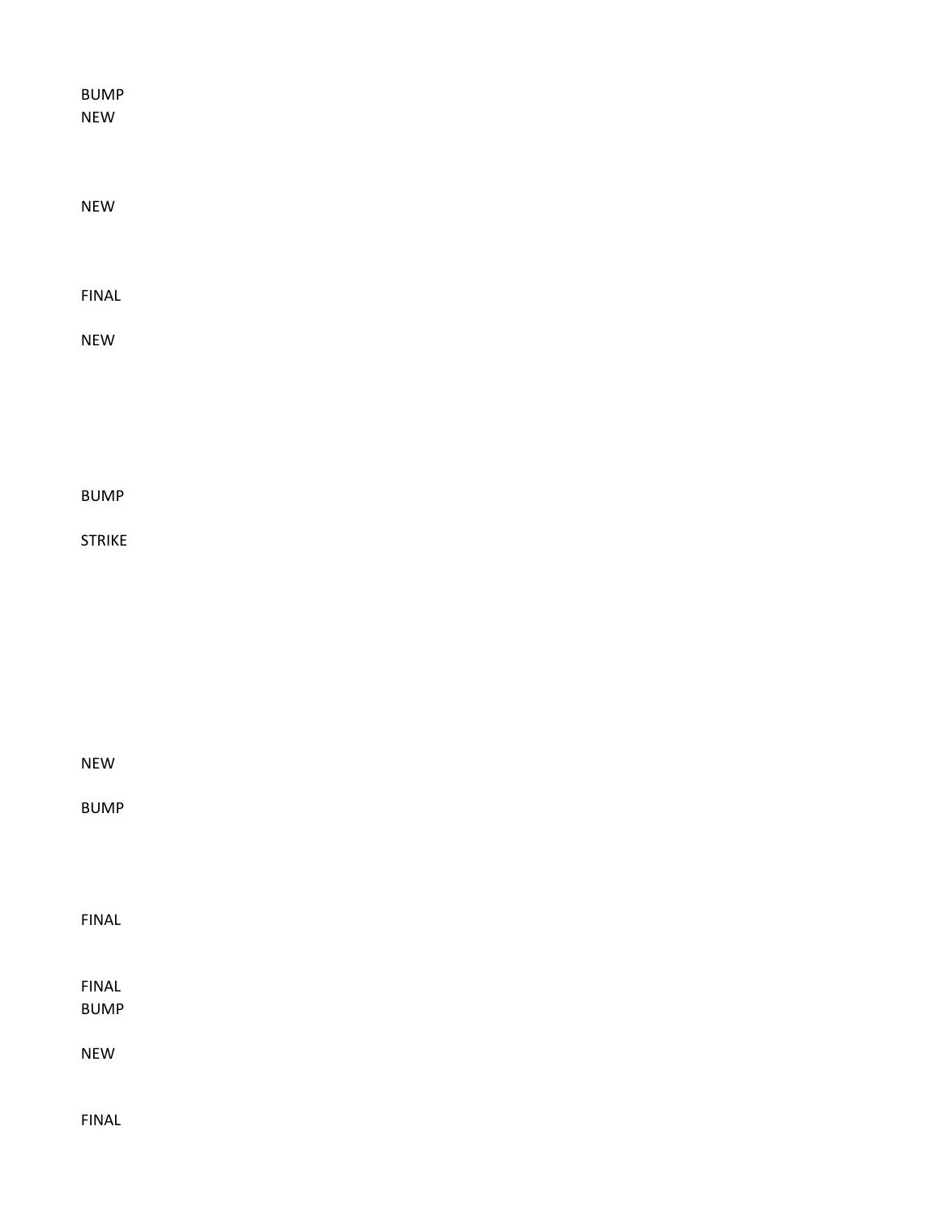BUMP
NEW

NEW

FINAL

NEW

BUMP

STRIKE

NEW

BUMP

FINAL

FINAL
BUMP

NEW

FINAL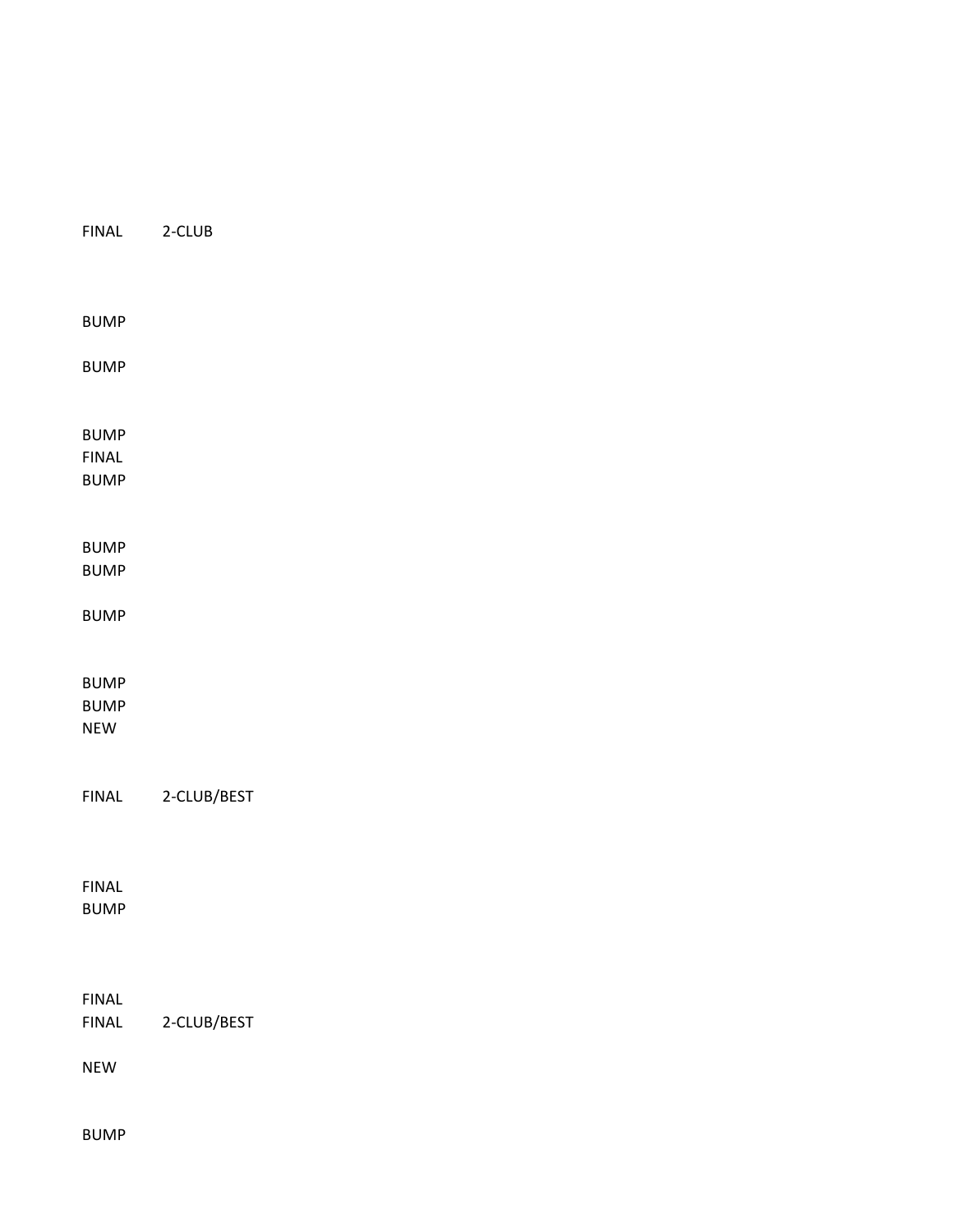FINAL 2-CLUB

BUMP

BUMP

BUMP
FINAL
BUMP

BUMP
BUMP

BUMP

BUMP
BUMP
NEW

FINAL 2-CLUB/BEST

FINAL
BUMP

FINAL
FINAL 2-CLUB/BEST

NEW

BUMP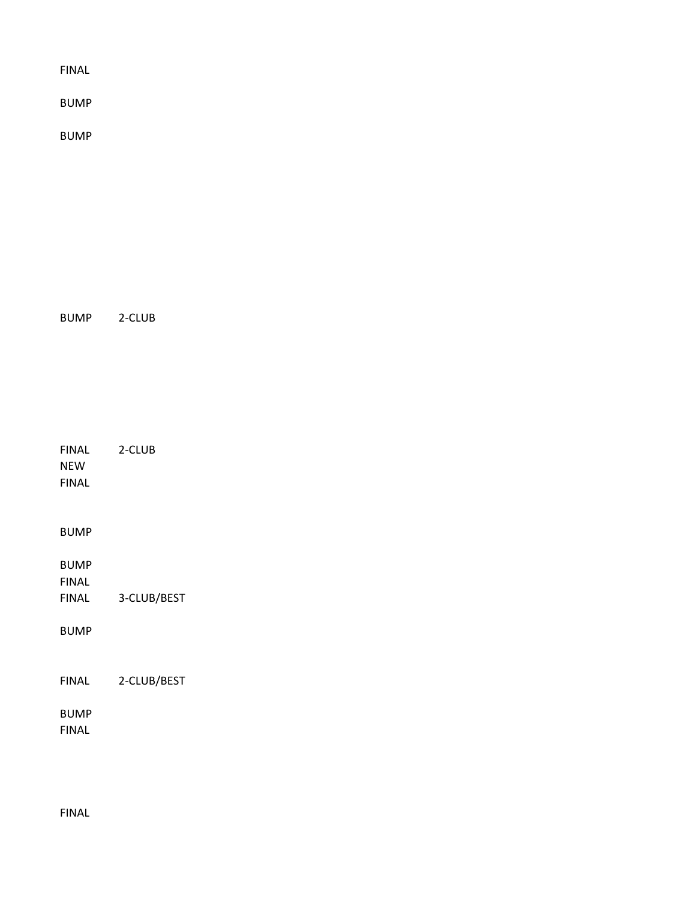FINAL

BUMP

BUMP

BUMP 2-CLUB

FINAL 2-CLUB
NEW
FINAL

BUMP

BUMP
FINAL
FINAL 3-CLUB/BEST

BUMP

FINAL 2-CLUB/BEST

BUMP
FINAL

FINAL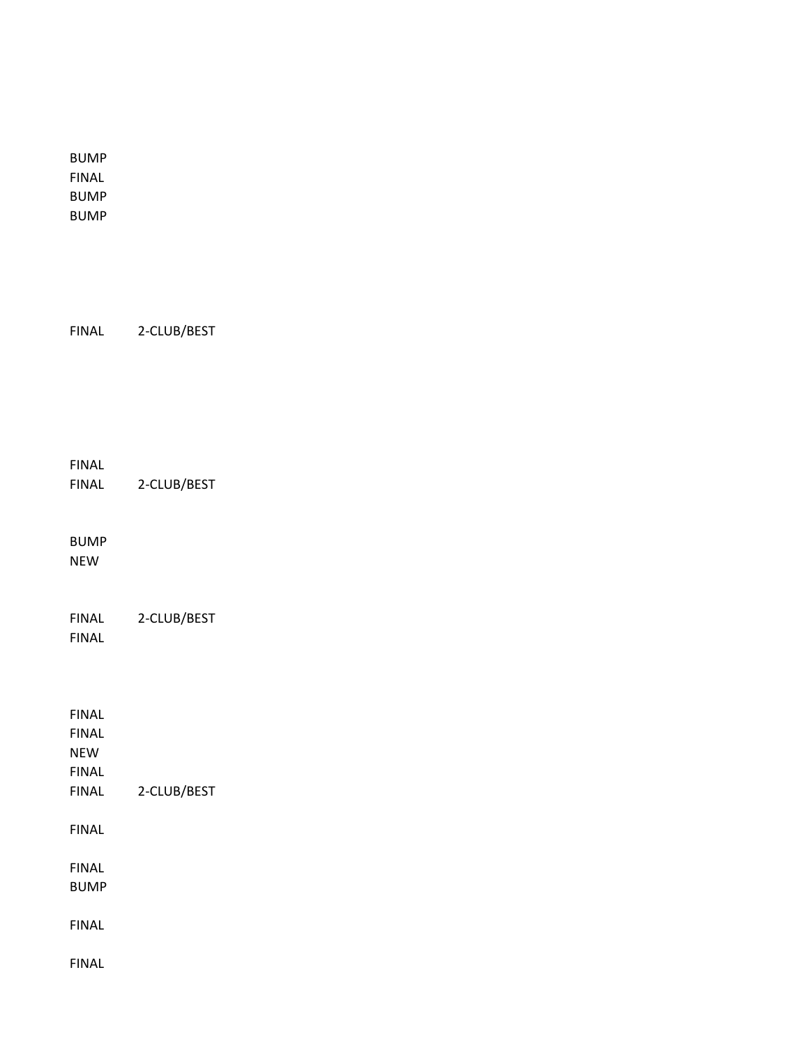BUMP
FINAL
BUMP
BUMP

FINAL 2-CLUB/BEST

FINAL
FINAL 2-CLUB/BEST

BUMP
NEW

FINAL 2-CLUB/BEST
FINAL

FINAL
FINAL
NEW
FINAL
FINAL 2-CLUB/BEST

FINAL

FINAL
BUMP

FINAL

FINAL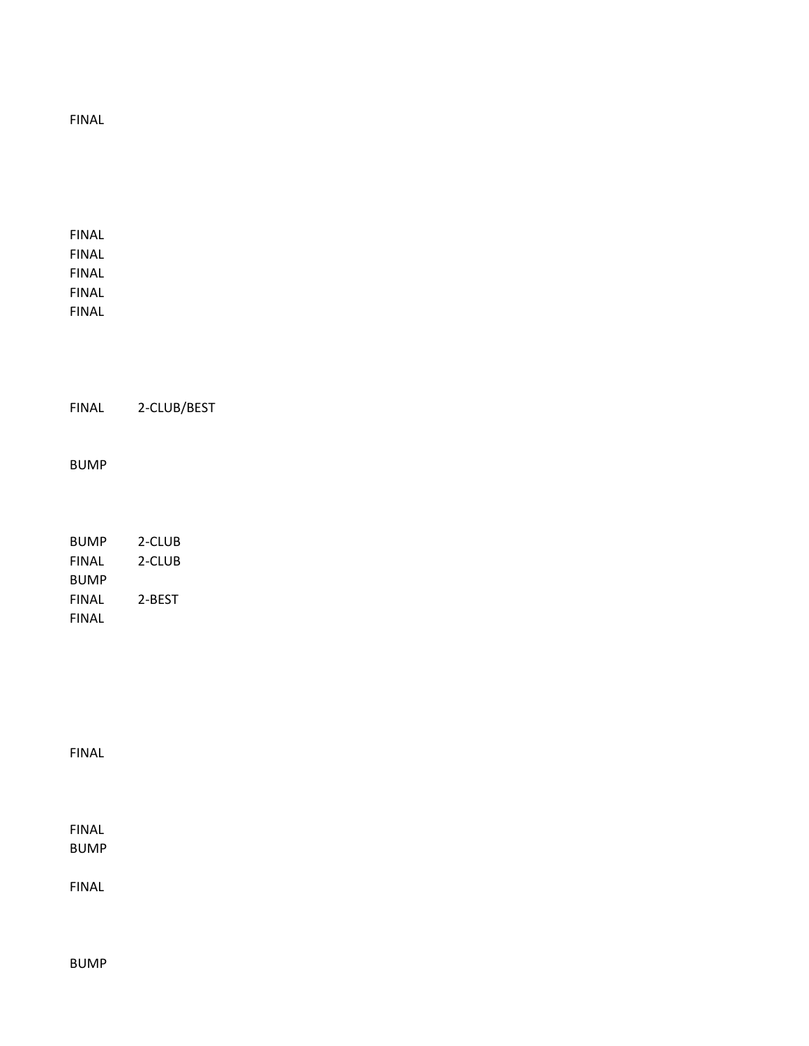FINAL

FINAL
FINAL
FINAL
FINAL
FINAL

FINAL 2-CLUB/BEST

BUMP

BUMP 2-CLUB
FINAL 2-CLUB
BUMP
FINAL 2-BEST
FINAL

FINAL

FINAL
BUMP

FINAL

BUMP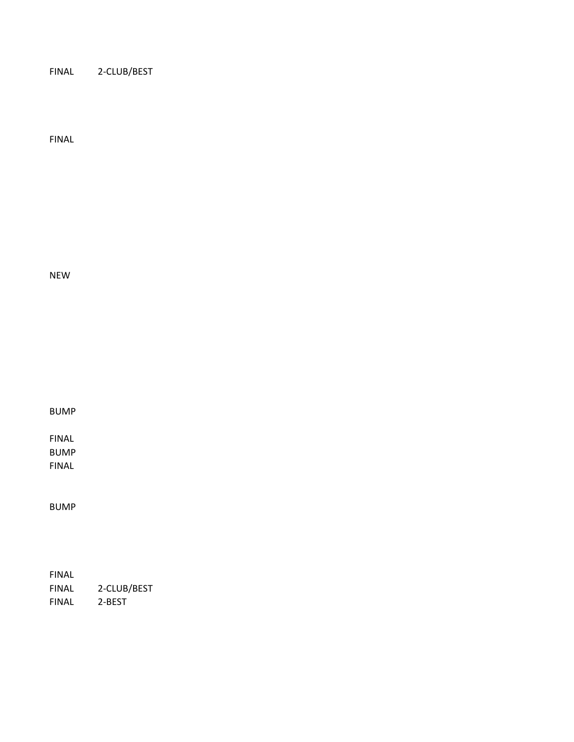FINAL 2-CLUB/BEST

FINAL

NEW

BUMP

FINAL
BUMP
FINAL

BUMP

FINAL
FINAL 2-CLUB/BEST
FINAL 2-BEST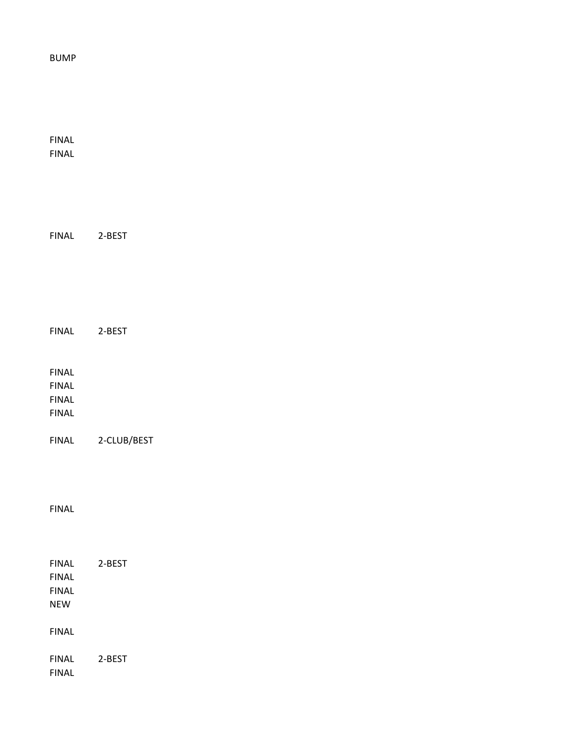BUMP

FINAL
FINAL

FINAL 2-BEST

FINAL 2-BEST

FINAL
FINAL
FINAL
FINAL

FINAL 2-CLUB/BEST

FINAL

FINAL 2-BEST
FINAL
FINAL
NEW

FINAL

FINAL 2-BEST
FINAL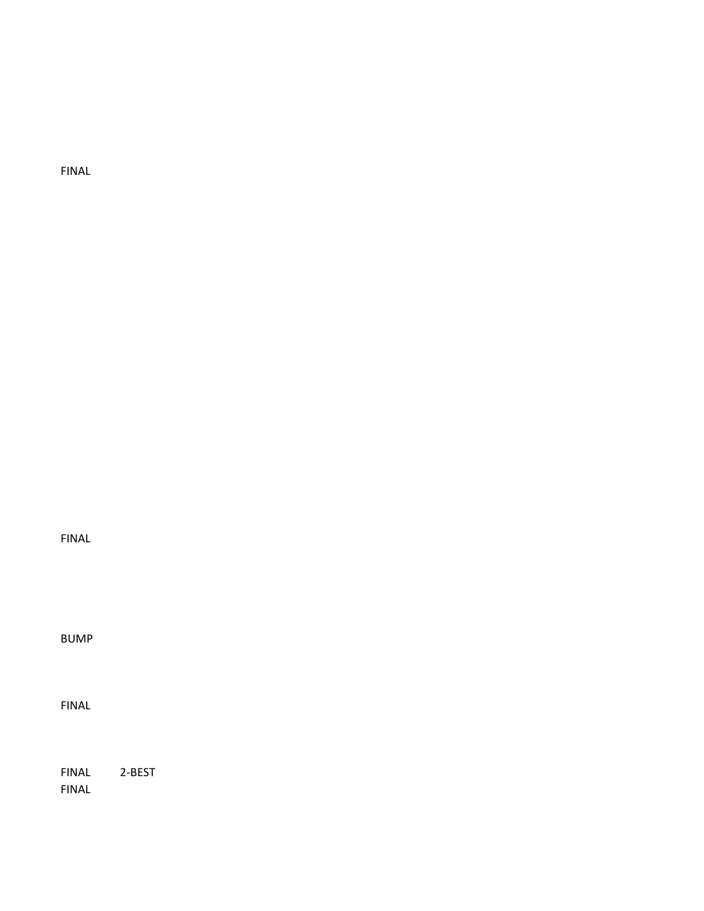FINAL

FINAL

BUMP

FINAL

FINAL 2-BEST

FINAL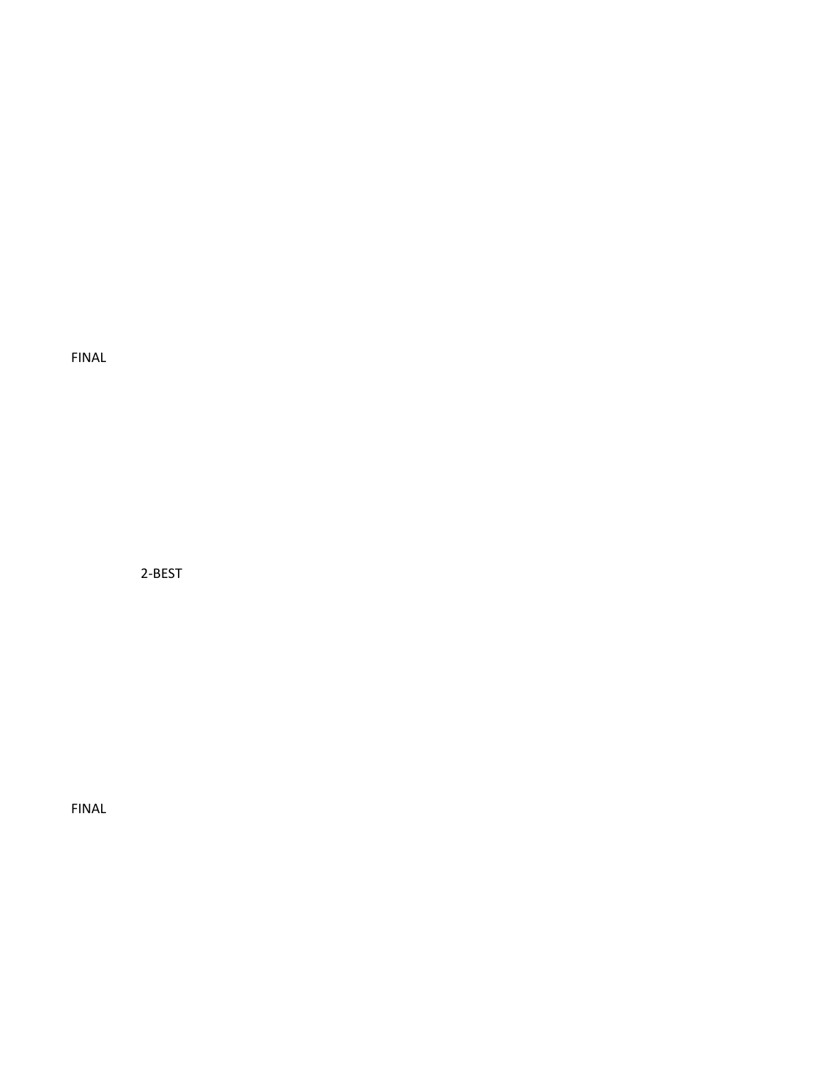FINAL

2-BEST

FINAL